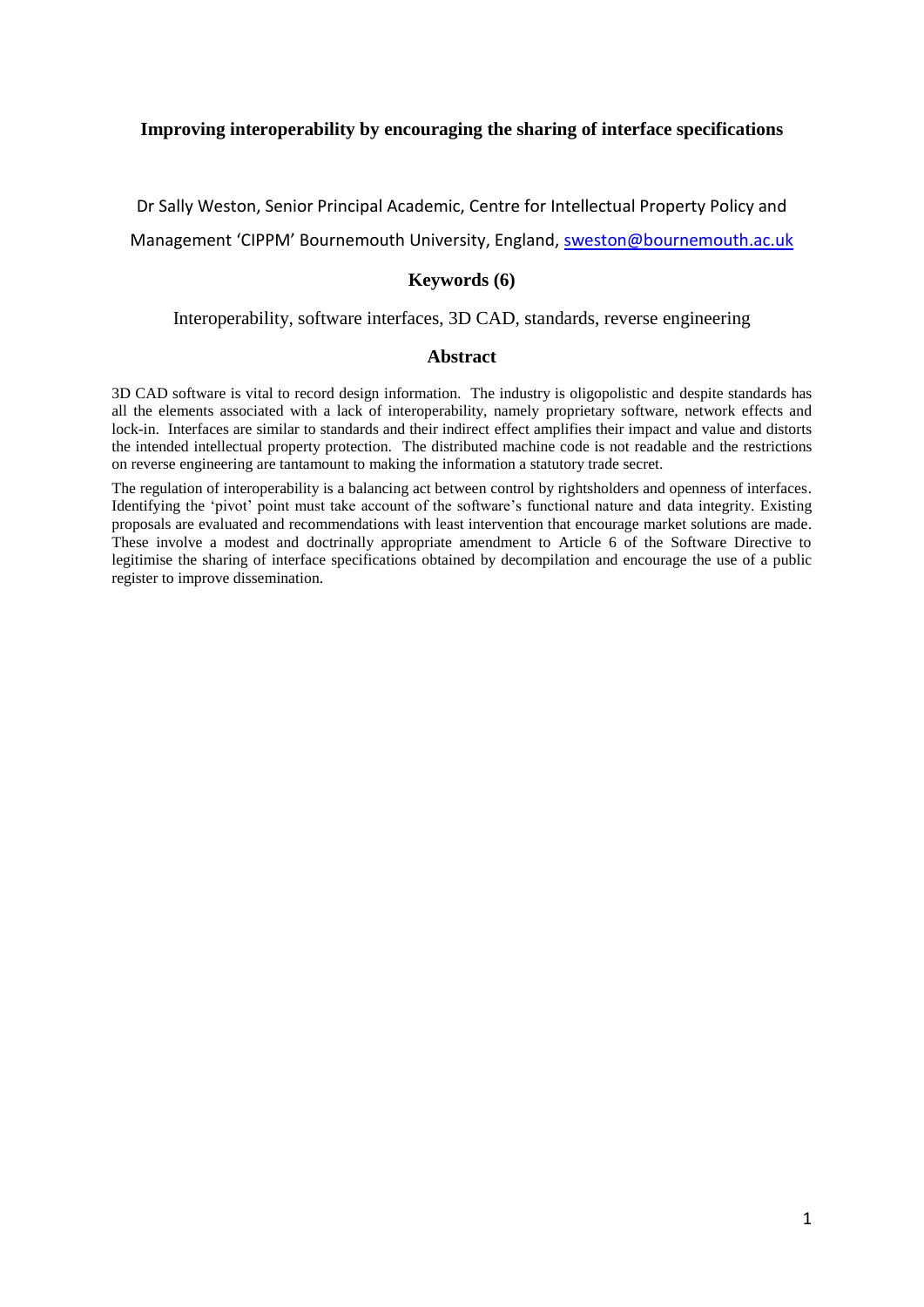# Improving interoperability by encouraging the sharing of interface specifications

Dr Sally Weston, Senior Principal Academic, Centre for Intellectual Property Policy and Management 'CIPPM' Bournemouth University, England, sweston@bournemouth.ac.uk

## Keywords (6)

Interoperability, software interfaces, 3D CAD, standards, reverse engineering

## Abstract

3D CAD software is vital to record design information. The industry is oligopolistic and despite standards has all the elements associated with a lack of interoperability, namely proprietary software, network effects and lock-in. Interfaces are similar to standards and their indirect effect amplifies their impact and value and distorts the intended intellectual property protection. The distributed machine code is not readable and the restrictions on reverse engineering are tantamount to making the information a statutory trade secret.

The regulation of interoperability is a balancing act between control by rightsholders and openness of interfaces. Identifying the 'pivot' point must take account of the software's functional nature and data integrity. Existing proposals are evaluated and recommendations with least intervention that encourage market solutions are made. These involve a modest and doctrinally appropriate amendment to Article 6 of the Software Directive to legitimise the sharing of interface specifications obtained by decompilation and encourage the use of a public register to improve dissemination.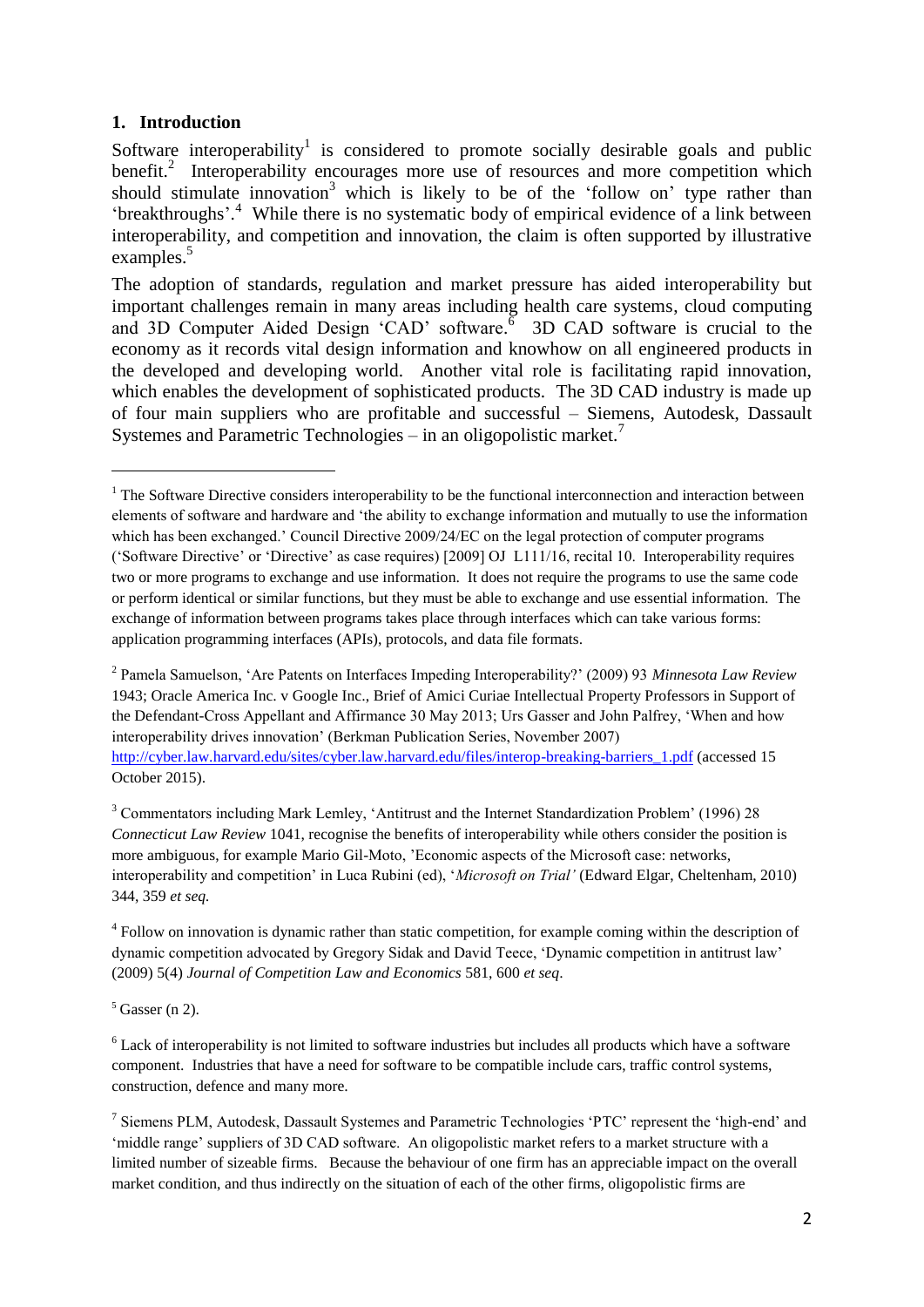## 1. Introduction

Software interoperability[1] is considered to promote socially desirable goals and public benefit.[2] Interoperability encourages more use of resources and more competition which should stimulate innovation[3] which is likely to be of the 'follow on' type rather than 'breakthroughs'.[4] While there is no systematic body of empirical evidence of a link between interoperability, and competition and innovation, the claim is often supported by illustrative examples.[5]

The adoption of standards, regulation and market pressure has aided interoperability but important challenges remain in many areas including health care systems, cloud computing and 3D Computer Aided Design 'CAD' software.[6] 3D CAD software is crucial to the economy as it records vital design information and knowhow on all engineered products in the developed and developing world. Another vital role is facilitating rapid innovation, which enables the development of sophisticated products. The 3D CAD industry is made up of four main suppliers who are profitable and successful – Siemens, Autodesk, Dassault Systemes and Parametric Technologies – in an oligopolistic market.[7]

---

[1] The Software Directive considers interoperability to be the functional interconnection and interaction between elements of software and hardware and 'the ability to exchange information and mutually to use the information which has been exchanged.' Council Directive 2009/24/EC on the legal protection of computer programs ('Software Directive' or 'Directive' as case requires) [2009] OJ L111/16, recital 10. Interoperability requires two or more programs to exchange and use information. It does not require the programs to use the same code or perform identical or similar functions, but they must be able to exchange and use essential information. The exchange of information between programs takes place through interfaces which can take various forms: application programming interfaces (APIs), protocols, and data file formats.

[2] Pamela Samuelson, 'Are Patents on Interfaces Impeding Interoperability?' (2009) 93 *Minnesota Law Review* 1943; Oracle America Inc. v Google Inc., Brief of Amici Curiae Intellectual Property Professors in Support of the Defendant-Cross Appellant and Affirmance 30 May 2013; Urs Gasser and John Palfrey, 'When and how interoperability drives innovation' (Berkman Publication Series, November 2007) http://cyber.law.harvard.edu/sites/cyber.law.harvard.edu/files/interop-breaking-barriers_1.pdf (accessed 15 October 2015).

[3] Commentators including Mark Lemley, 'Antitrust and the Internet Standardization Problem' (1996) 28 *Connecticut Law Review* 1041, recognise the benefits of interoperability while others consider the position is more ambiguous, for example Mario Gil-Moto, 'Economic aspects of the Microsoft case: networks, interoperability and competition' in Luca Rubini (ed), '*Microsoft on Trial'* (Edward Elgar, Cheltenham, 2010) 344, 359 *et seq.*

[4] Follow on innovation is dynamic rather than static competition, for example coming within the description of dynamic competition advocated by Gregory Sidak and David Teece, 'Dynamic competition in antitrust law' (2009) 5(4) *Journal of Competition Law and Economics* 581, 600 *et seq*.

[5] Gasser (n 2).

[6] Lack of interoperability is not limited to software industries but includes all products which have a software component. Industries that have a need for software to be compatible include cars, traffic control systems, construction, defence and many more.

[7] Siemens PLM, Autodesk, Dassault Systemes and Parametric Technologies 'PTC' represent the 'high-end' and 'middle range' suppliers of 3D CAD software. An oligopolistic market refers to a market structure with a limited number of sizeable firms. Because the behaviour of one firm has an appreciable impact on the overall market condition, and thus indirectly on the situation of each of the other firms, oligopolistic firms are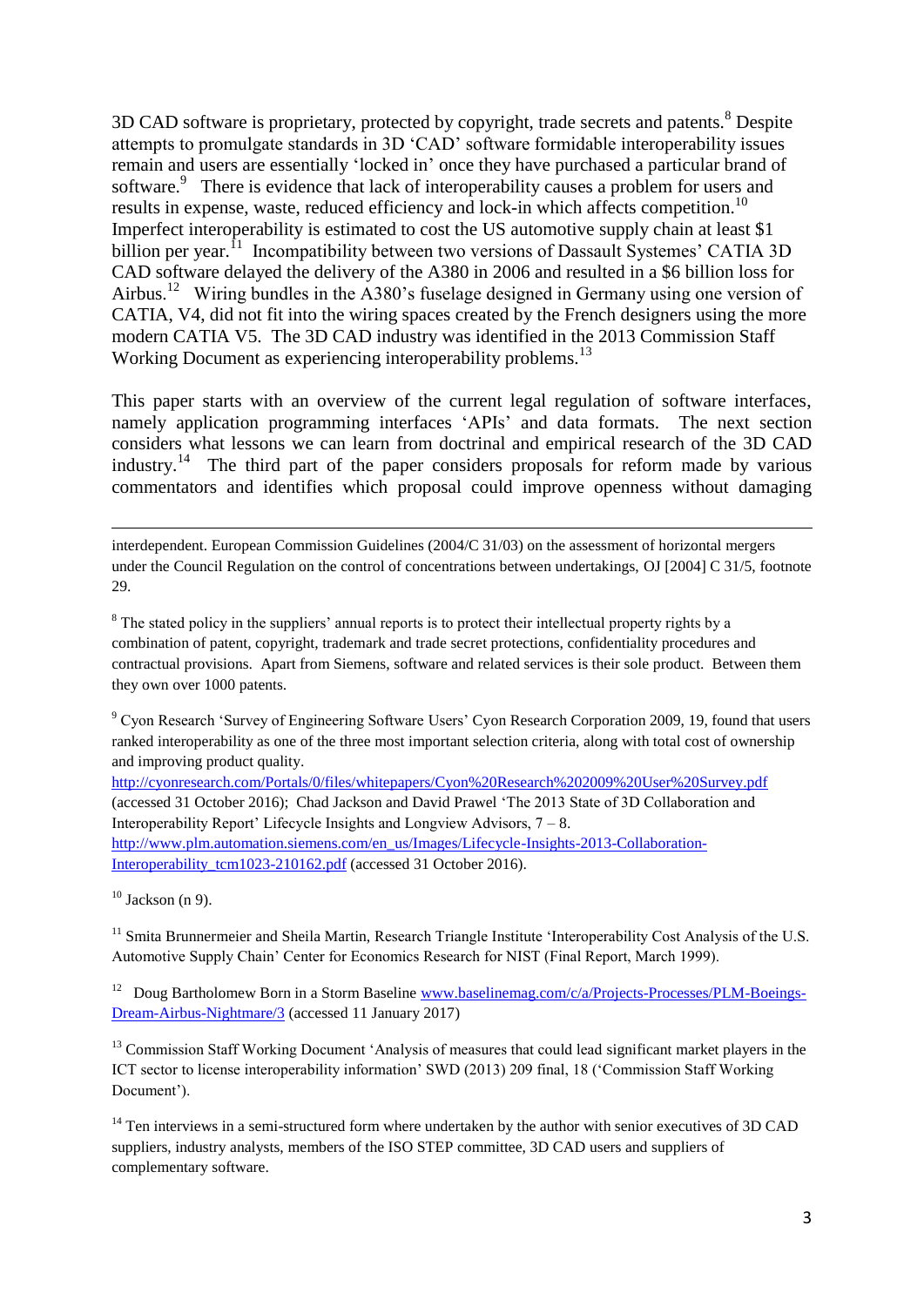3D CAD software is proprietary, protected by copyright, trade secrets and patents.[8] Despite attempts to promulgate standards in 3D 'CAD' software formidable interoperability issues remain and users are essentially 'locked in' once they have purchased a particular brand of software.[9] There is evidence that lack of interoperability causes a problem for users and results in expense, waste, reduced efficiency and lock-in which affects competition.[10] Imperfect interoperability is estimated to cost the US automotive supply chain at least $1 billion per year.[11] Incompatibility between two versions of Dassault Systemes' CATIA 3D CAD software delayed the delivery of the A380 in 2006 and resulted in a $6 billion loss for Airbus.[12] Wiring bundles in the A380's fuselage designed in Germany using one version of CATIA, V4, did not fit into the wiring spaces created by the French designers using the more modern CATIA V5. The 3D CAD industry was identified in the 2013 Commission Staff Working Document as experiencing interoperability problems.[13]

This paper starts with an overview of the current legal regulation of software interfaces, namely application programming interfaces 'APIs' and data formats. The next section considers what lessons we can learn from doctrinal and empirical research of the 3D CAD industry.[14] The third part of the paper considers proposals for reform made by various commentators and identifies which proposal could improve openness without damaging

---

interdependent. European Commission Guidelines (2004/C 31/03) on the assessment of horizontal mergers under the Council Regulation on the control of concentrations between undertakings, OJ [2004] C 31/5, footnote 29.

[8] The stated policy in the suppliers' annual reports is to protect their intellectual property rights by a combination of patent, copyright, trademark and trade secret protections, confidentiality procedures and contractual provisions. Apart from Siemens, software and related services is their sole product. Between them they own over 1000 patents.

[9] Cyon Research 'Survey of Engineering Software Users' Cyon Research Corporation 2009, 19, found that users ranked interoperability as one of the three most important selection criteria, along with total cost of ownership and improving product quality. http://cyonresearch.com/Portals/0/files/whitepapers/Cyon%20Research%202009%20User%20Survey.pdf (accessed 31 October 2016); Chad Jackson and David Prawel 'The 2013 State of 3D Collaboration and Interoperability Report' Lifecycle Insights and Longview Advisors, 7 – 8. http://www.plm.automation.siemens.com/en_us/Images/Lifecycle-Insights-2013-Collaboration-Interoperability_tcm1023-210162.pdf (accessed 31 October 2016).

[10] Jackson (n 9).

[11] Smita Brunnermeier and Sheila Martin, Research Triangle Institute 'Interoperability Cost Analysis of the U.S. Automotive Supply Chain' Center for Economics Research for NIST (Final Report, March 1999).

[12] Doug Bartholomew Born in a Storm Baseline www.baselinemag.com/c/a/Projects-Processes/PLM-Boeings-Dream-Airbus-Nightmare/3 (accessed 11 January 2017)

[13] Commission Staff Working Document 'Analysis of measures that could lead significant market players in the ICT sector to license interoperability information' SWD (2013) 209 final, 18 ('Commission Staff Working Document').

[14] Ten interviews in a semi-structured form where undertaken by the author with senior executives of 3D CAD suppliers, industry analysts, members of the ISO STEP committee, 3D CAD users and suppliers of complementary software.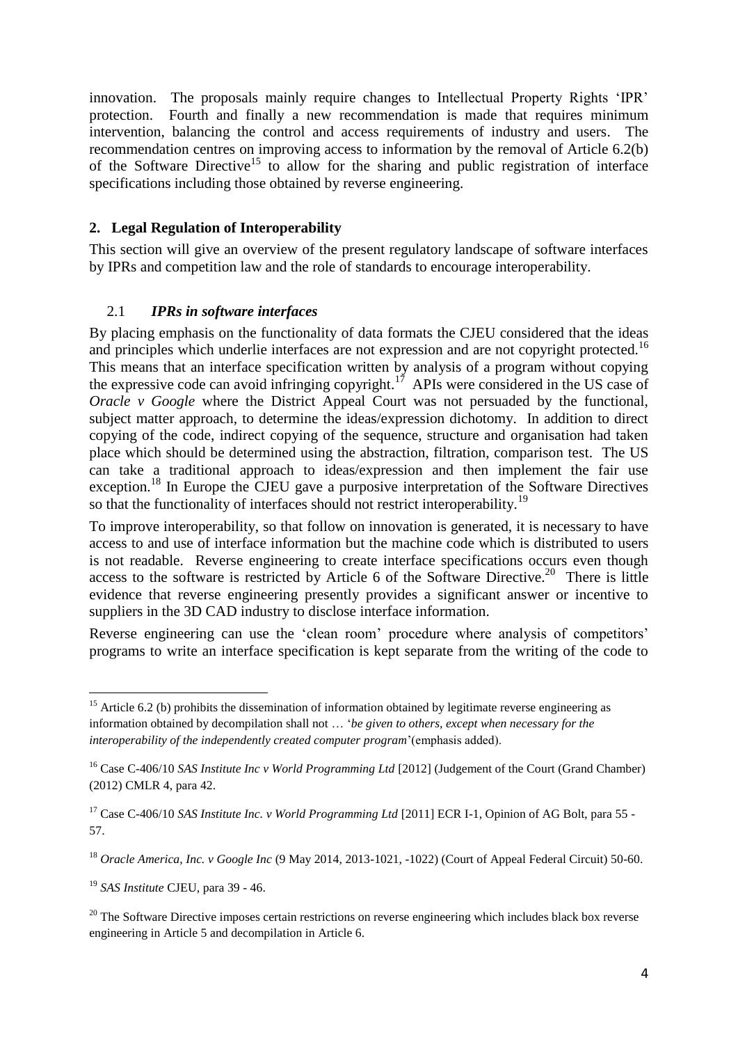innovation. The proposals mainly require changes to Intellectual Property Rights 'IPR' protection. Fourth and finally a new recommendation is made that requires minimum intervention, balancing the control and access requirements of industry and users. The recommendation centres on improving access to information by the removal of Article 6.2(b) of the Software Directive[15] to allow for the sharing and public registration of interface specifications including those obtained by reverse engineering.

## 2. Legal Regulation of Interoperability

This section will give an overview of the present regulatory landscape of software interfaces by IPRs and competition law and the role of standards to encourage interoperability.

### 2.1 *IPRs in software interfaces*

By placing emphasis on the functionality of data formats the CJEU considered that the ideas and principles which underlie interfaces are not expression and are not copyright protected.[16] This means that an interface specification written by analysis of a program without copying the expressive code can avoid infringing copyright.[17] APIs were considered in the US case of *Oracle v Google* where the District Appeal Court was not persuaded by the functional, subject matter approach, to determine the ideas/expression dichotomy. In addition to direct copying of the code, indirect copying of the sequence, structure and organisation had taken place which should be determined using the abstraction, filtration, comparison test. The US can take a traditional approach to ideas/expression and then implement the fair use exception.[18] In Europe the CJEU gave a purposive interpretation of the Software Directives so that the functionality of interfaces should not restrict interoperability.[19]

To improve interoperability, so that follow on innovation is generated, it is necessary to have access to and use of interface information but the machine code which is distributed to users is not readable. Reverse engineering to create interface specifications occurs even though access to the software is restricted by Article 6 of the Software Directive.[20] There is little evidence that reverse engineering presently provides a significant answer or incentive to suppliers in the 3D CAD industry to disclose interface information.

Reverse engineering can use the 'clean room' procedure where analysis of competitors' programs to write an interface specification is kept separate from the writing of the code to

---

[15] Article 6.2 (b) prohibits the dissemination of information obtained by legitimate reverse engineering as information obtained by decompilation shall not … '*be given to others, except when necessary for the interoperability of the independently created computer program*'(emphasis added).

[16] Case C-406/10 *SAS Institute Inc v World Programming Ltd* [2012] (Judgement of the Court (Grand Chamber) (2012) CMLR 4, para 42.

[17] Case C-406/10 *SAS Institute Inc. v World Programming Ltd* [2011] ECR I-1, Opinion of AG Bolt, para 55 - 57.

[18] *Oracle America, Inc. v Google Inc* (9 May 2014, 2013-1021, -1022) (Court of Appeal Federal Circuit) 50-60.

[19] *SAS Institute* CJEU, para 39 - 46.

[20] The Software Directive imposes certain restrictions on reverse engineering which includes black box reverse engineering in Article 5 and decompilation in Article 6.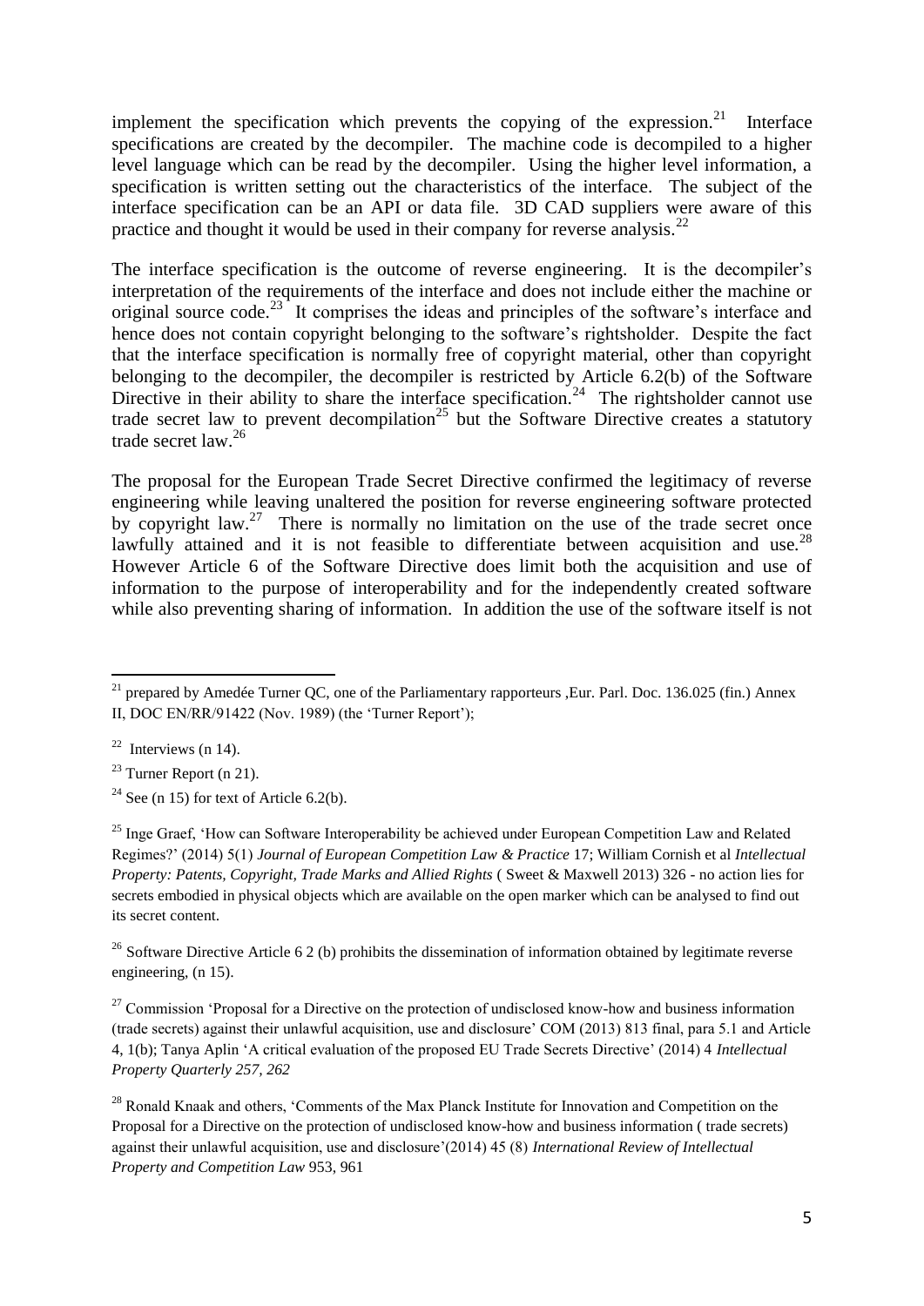implement the specification which prevents the copying of the expression.[21] Interface specifications are created by the decompiler. The machine code is decompiled to a higher level language which can be read by the decompiler. Using the higher level information, a specification is written setting out the characteristics of the interface. The subject of the interface specification can be an API or data file. 3D CAD suppliers were aware of this practice and thought it would be used in their company for reverse analysis.[22]

The interface specification is the outcome of reverse engineering. It is the decompiler's interpretation of the requirements of the interface and does not include either the machine or original source code.[23] It comprises the ideas and principles of the software's interface and hence does not contain copyright belonging to the software's rightsholder. Despite the fact that the interface specification is normally free of copyright material, other than copyright belonging to the decompiler, the decompiler is restricted by Article 6.2(b) of the Software Directive in their ability to share the interface specification.[24] The rightsholder cannot use trade secret law to prevent decompilation[25] but the Software Directive creates a statutory trade secret law.[26]

The proposal for the European Trade Secret Directive confirmed the legitimacy of reverse engineering while leaving unaltered the position for reverse engineering software protected by copyright law.[27] There is normally no limitation on the use of the trade secret once lawfully attained and it is not feasible to differentiate between acquisition and use.[28] However Article 6 of the Software Directive does limit both the acquisition and use of information to the purpose of interoperability and for the independently created software while also preventing sharing of information. In addition the use of the software itself is not

---

[21] prepared by Amedée Turner QC, one of the Parliamentary rapporteurs ,Eur. Parl. Doc. 136.025 (fin.) Annex II, DOC EN/RR/91422 (Nov. 1989) (the 'Turner Report');

[22] Interviews (n 14).

[23] Turner Report (n 21).

[24] See (n 15) for text of Article 6.2(b).

[25] Inge Graef, 'How can Software Interoperability be achieved under European Competition Law and Related Regimes?' (2014) 5(1) *Journal of European Competition Law & Practice* 17; William Cornish et al *Intellectual Property: Patents, Copyright, Trade Marks and Allied Rights* ( Sweet & Maxwell 2013) 326 - no action lies for secrets embodied in physical objects which are available on the open marker which can be analysed to find out its secret content.

[26] Software Directive Article 6 2 (b) prohibits the dissemination of information obtained by legitimate reverse engineering, (n 15).

[27] Commission 'Proposal for a Directive on the protection of undisclosed know-how and business information (trade secrets) against their unlawful acquisition, use and disclosure' COM (2013) 813 final, para 5.1 and Article 4, 1(b); Tanya Aplin 'A critical evaluation of the proposed EU Trade Secrets Directive' (2014) 4 *Intellectual Property Quarterly 257, 262*

[28] Ronald Knaak and others, 'Comments of the Max Planck Institute for Innovation and Competition on the Proposal for a Directive on the protection of undisclosed know-how and business information ( trade secrets) against their unlawful acquisition, use and disclosure'(2014) 45 (8) *International Review of Intellectual Property and Competition Law* 953, 961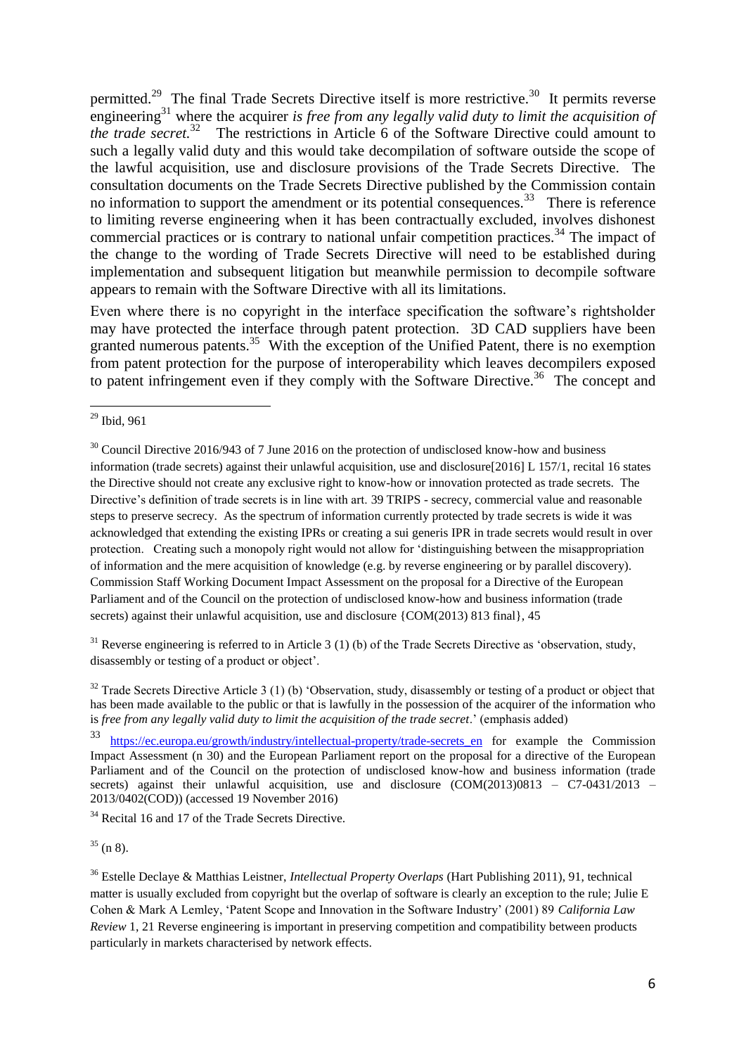permitted.[29] The final Trade Secrets Directive itself is more restrictive.[30] It permits reverse engineering[31] where the acquirer *is free from any legally valid duty to limit the acquisition of the trade secret.*[32] The restrictions in Article 6 of the Software Directive could amount to such a legally valid duty and this would take decompilation of software outside the scope of the lawful acquisition, use and disclosure provisions of the Trade Secrets Directive. The consultation documents on the Trade Secrets Directive published by the Commission contain no information to support the amendment or its potential consequences.[33] There is reference to limiting reverse engineering when it has been contractually excluded, involves dishonest commercial practices or is contrary to national unfair competition practices.[34] The impact of the change to the wording of Trade Secrets Directive will need to be established during implementation and subsequent litigation but meanwhile permission to decompile software appears to remain with the Software Directive with all its limitations.

Even where there is no copyright in the interface specification the software's rightsholder may have protected the interface through patent protection. 3D CAD suppliers have been granted numerous patents.[35] With the exception of the Unified Patent, there is no exemption from patent protection for the purpose of interoperability which leaves decompilers exposed to patent infringement even if they comply with the Software Directive.[36] The concept and

---

[29] Ibid, 961

[30] Council Directive 2016/943 of 7 June 2016 on the protection of undisclosed know-how and business information (trade secrets) against their unlawful acquisition, use and disclosure[2016] L 157/1, recital 16 states the Directive should not create any exclusive right to know-how or innovation protected as trade secrets. The Directive's definition of trade secrets is in line with art. 39 TRIPS - secrecy, commercial value and reasonable steps to preserve secrecy. As the spectrum of information currently protected by trade secrets is wide it was acknowledged that extending the existing IPRs or creating a sui generis IPR in trade secrets would result in over protection. Creating such a monopoly right would not allow for 'distinguishing between the misappropriation of information and the mere acquisition of knowledge (e.g. by reverse engineering or by parallel discovery). Commission Staff Working Document Impact Assessment on the proposal for a Directive of the European Parliament and of the Council on the protection of undisclosed know-how and business information (trade secrets) against their unlawful acquisition, use and disclosure {COM(2013) 813 final}, 45

[31] Reverse engineering is referred to in Article 3 (1) (b) of the Trade Secrets Directive as 'observation, study, disassembly or testing of a product or object'.

[32] Trade Secrets Directive Article 3 (1) (b) 'Observation, study, disassembly or testing of a product or object that has been made available to the public or that is lawfully in the possession of the acquirer of the information who is *free from any legally valid duty to limit the acquisition of the trade secret*.' (emphasis added)

[33] https://ec.europa.eu/growth/industry/intellectual-property/trade-secrets_en for example the Commission Impact Assessment (n 30) and the European Parliament report on the proposal for a directive of the European Parliament and of the Council on the protection of undisclosed know-how and business information (trade secrets) against their unlawful acquisition, use and disclosure (COM(2013)0813 – C7-0431/2013 – 2013/0402(COD)) (accessed 19 November 2016)

[34] Recital 16 and 17 of the Trade Secrets Directive.

[35] (n 8).

[36] Estelle Declaye & Matthias Leistner, *Intellectual Property Overlaps* (Hart Publishing 2011), 91, technical matter is usually excluded from copyright but the overlap of software is clearly an exception to the rule; Julie E Cohen & Mark A Lemley, 'Patent Scope and Innovation in the Software Industry' (2001) 89 *California Law Review* 1, 21 Reverse engineering is important in preserving competition and compatibility between products particularly in markets characterised by network effects.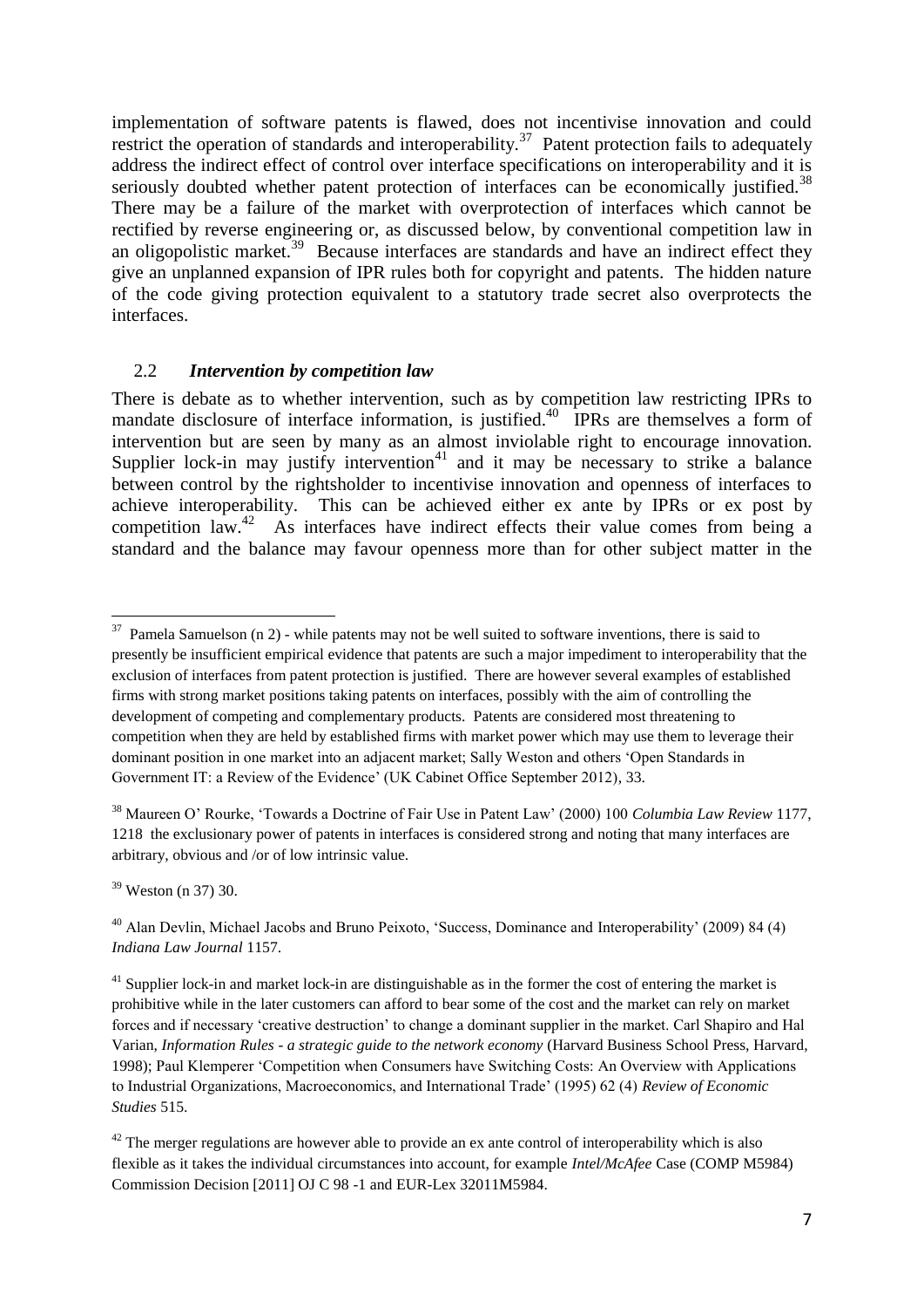implementation of software patents is flawed, does not incentivise innovation and could restrict the operation of standards and interoperability.[37] Patent protection fails to adequately address the indirect effect of control over interface specifications on interoperability and it is seriously doubted whether patent protection of interfaces can be economically justified.[38] There may be a failure of the market with overprotection of interfaces which cannot be rectified by reverse engineering or, as discussed below, by conventional competition law in an oligopolistic market.[39] Because interfaces are standards and have an indirect effect they give an unplanned expansion of IPR rules both for copyright and patents. The hidden nature of the code giving protection equivalent to a statutory trade secret also overprotects the interfaces.

## 2.2 *Intervention by competition law*

There is debate as to whether intervention, such as by competition law restricting IPRs to mandate disclosure of interface information, is justified.[40] IPRs are themselves a form of intervention but are seen by many as an almost inviolable right to encourage innovation. Supplier lock-in may justify intervention[41] and it may be necessary to strike a balance between control by the rightsholder to incentivise innovation and openness of interfaces to achieve interoperability. This can be achieved either ex ante by IPRs or ex post by competition law.[42] As interfaces have indirect effects their value comes from being a standard and the balance may favour openness more than for other subject matter in the

---

[37] Pamela Samuelson (n 2) - while patents may not be well suited to software inventions, there is said to presently be insufficient empirical evidence that patents are such a major impediment to interoperability that the exclusion of interfaces from patent protection is justified. There are however several examples of established firms with strong market positions taking patents on interfaces, possibly with the aim of controlling the development of competing and complementary products. Patents are considered most threatening to competition when they are held by established firms with market power which may use them to leverage their dominant position in one market into an adjacent market; Sally Weston and others 'Open Standards in Government IT: a Review of the Evidence' (UK Cabinet Office September 2012), 33.

[38] Maureen O' Rourke, 'Towards a Doctrine of Fair Use in Patent Law' (2000) 100 *Columbia Law Review* 1177, 1218 the exclusionary power of patents in interfaces is considered strong and noting that many interfaces are arbitrary, obvious and /or of low intrinsic value.

[39] Weston (n 37) 30.

[40] Alan Devlin, Michael Jacobs and Bruno Peixoto, 'Success, Dominance and Interoperability' (2009) 84 (4) *Indiana Law Journal* 1157.

[41] Supplier lock-in and market lock-in are distinguishable as in the former the cost of entering the market is prohibitive while in the later customers can afford to bear some of the cost and the market can rely on market forces and if necessary 'creative destruction' to change a dominant supplier in the market. Carl Shapiro and Hal Varian, *Information Rules - a strategic guide to the network economy* (Harvard Business School Press, Harvard, 1998); Paul Klemperer 'Competition when Consumers have Switching Costs: An Overview with Applications to Industrial Organizations, Macroeconomics, and International Trade' (1995) 62 (4) *Review of Economic Studies* 515.

[42] The merger regulations are however able to provide an ex ante control of interoperability which is also flexible as it takes the individual circumstances into account, for example *Intel/McAfee* Case (COMP M5984) Commission Decision [2011] OJ C 98 -1 and EUR-Lex 32011M5984.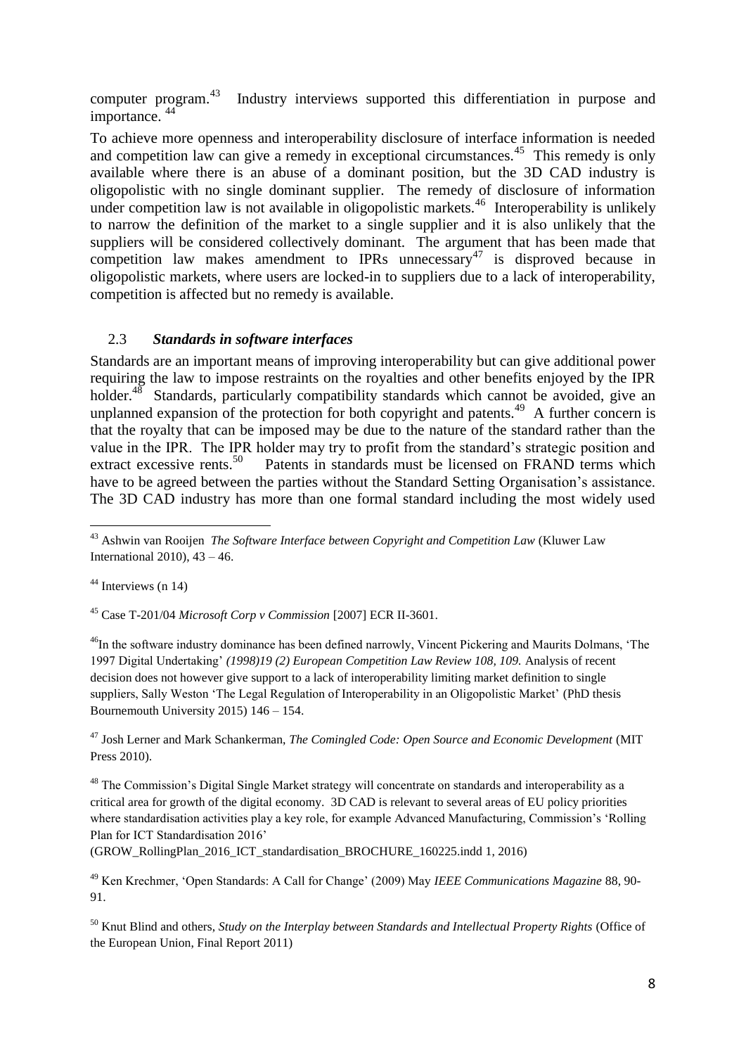computer program.[43] Industry interviews supported this differentiation in purpose and importance. [44]

To achieve more openness and interoperability disclosure of interface information is needed and competition law can give a remedy in exceptional circumstances.[45] This remedy is only available where there is an abuse of a dominant position, but the 3D CAD industry is oligopolistic with no single dominant supplier. The remedy of disclosure of information under competition law is not available in oligopolistic markets.[46] Interoperability is unlikely to narrow the definition of the market to a single supplier and it is also unlikely that the suppliers will be considered collectively dominant. The argument that has been made that competition law makes amendment to IPRs unnecessary[47] is disproved because in oligopolistic markets, where users are locked-in to suppliers due to a lack of interoperability, competition is affected but no remedy is available.

### 2.3 *Standards in software interfaces*

Standards are an important means of improving interoperability but can give additional power requiring the law to impose restraints on the royalties and other benefits enjoyed by the IPR holder.[48] Standards, particularly compatibility standards which cannot be avoided, give an unplanned expansion of the protection for both copyright and patents.[49] A further concern is that the royalty that can be imposed may be due to the nature of the standard rather than the value in the IPR. The IPR holder may try to profit from the standard's strategic position and extract excessive rents.[50] Patents in standards must be licensed on FRAND terms which have to be agreed between the parties without the Standard Setting Organisation's assistance. The 3D CAD industry has more than one formal standard including the most widely used

---

[43] Ashwin van Rooijen *The Software Interface between Copyright and Competition Law* (Kluwer Law International 2010), 43 – 46.

[44] Interviews (n 14)

[45] Case T-201/04 *Microsoft Corp v Commission* [2007] ECR II-3601.

[46] In the software industry dominance has been defined narrowly, Vincent Pickering and Maurits Dolmans, 'The 1997 Digital Undertaking' *(1998)19 (2) European Competition Law Review 108, 109.* Analysis of recent decision does not however give support to a lack of interoperability limiting market definition to single suppliers, Sally Weston 'The Legal Regulation of Interoperability in an Oligopolistic Market' (PhD thesis Bournemouth University 2015) 146 – 154.

[47] Josh Lerner and Mark Schankerman, *The Comingled Code: Open Source and Economic Development* (MIT Press 2010).

[48] The Commission's Digital Single Market strategy will concentrate on standards and interoperability as a critical area for growth of the digital economy. 3D CAD is relevant to several areas of EU policy priorities where standardisation activities play a key role, for example Advanced Manufacturing, Commission's 'Rolling Plan for ICT Standardisation 2016' (GROW_RollingPlan_2016_ICT_standardisation_BROCHURE_160225.indd 1, 2016)

[49] Ken Krechmer, 'Open Standards: A Call for Change' (2009) May *IEEE Communications Magazine* 88, 90-91.

[50] Knut Blind and others, *Study on the Interplay between Standards and Intellectual Property Rights* (Office of the European Union, Final Report 2011)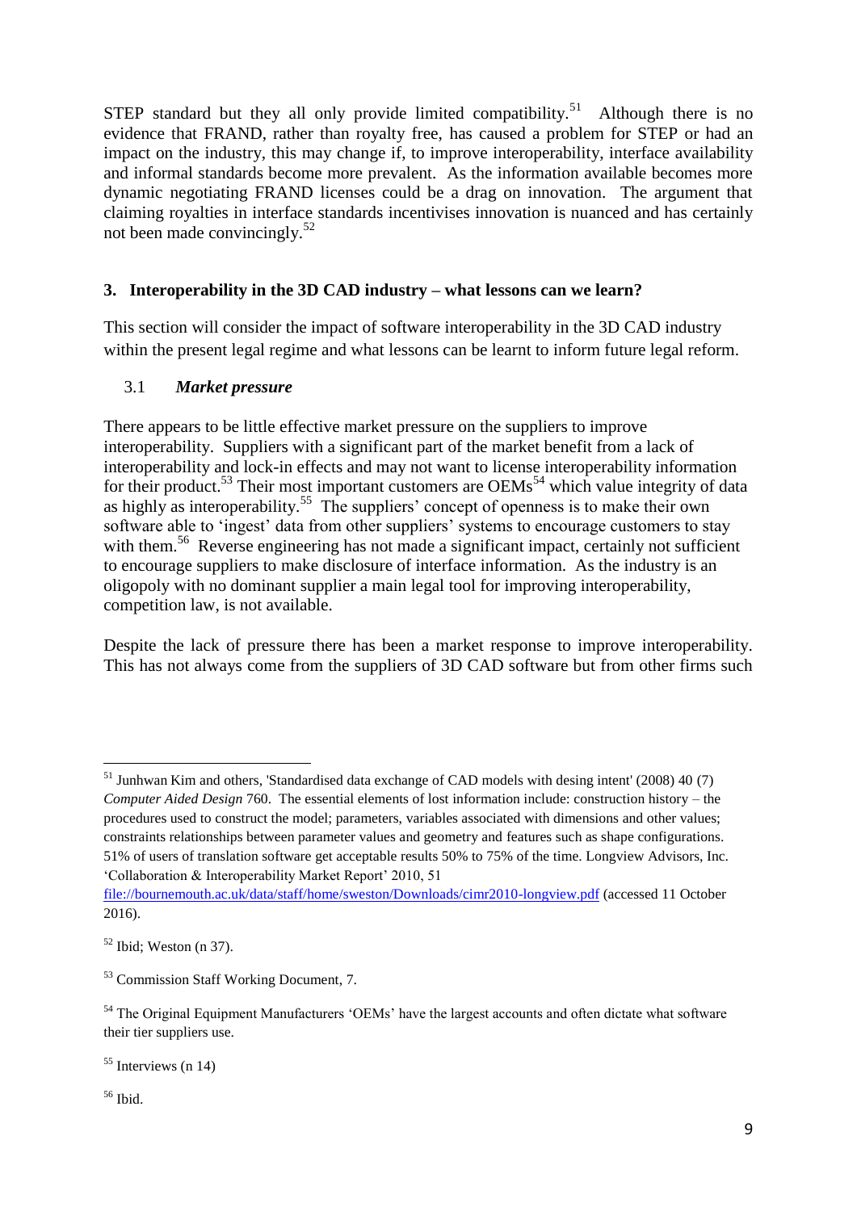STEP standard but they all only provide limited compatibility.[51] Although there is no evidence that FRAND, rather than royalty free, has caused a problem for STEP or had an impact on the industry, this may change if, to improve interoperability, interface availability and informal standards become more prevalent. As the information available becomes more dynamic negotiating FRAND licenses could be a drag on innovation. The argument that claiming royalties in interface standards incentivises innovation is nuanced and has certainly not been made convincingly.[52]

## 3. Interoperability in the 3D CAD industry – what lessons can we learn?

This section will consider the impact of software interoperability in the 3D CAD industry within the present legal regime and what lessons can be learnt to inform future legal reform.

### 3.1 *Market pressure*

There appears to be little effective market pressure on the suppliers to improve interoperability. Suppliers with a significant part of the market benefit from a lack of interoperability and lock-in effects and may not want to license interoperability information for their product.[53] Their most important customers are OEMs[54] which value integrity of data as highly as interoperability.[55] The suppliers' concept of openness is to make their own software able to 'ingest' data from other suppliers' systems to encourage customers to stay with them.[56] Reverse engineering has not made a significant impact, certainly not sufficient to encourage suppliers to make disclosure of interface information. As the industry is an oligopoly with no dominant supplier a main legal tool for improving interoperability, competition law, is not available.

Despite the lack of pressure there has been a market response to improve interoperability. This has not always come from the suppliers of 3D CAD software but from other firms such

---

[51] Junhwan Kim and others, 'Standardised data exchange of CAD models with desing intent' (2008) 40 (7) *Computer Aided Design* 760. The essential elements of lost information include: construction history – the procedures used to construct the model; parameters, variables associated with dimensions and other values; constraints relationships between parameter values and geometry and features such as shape configurations. 51% of users of translation software get acceptable results 50% to 75% of the time. Longview Advisors, Inc. 'Collaboration & Interoperability Market Report' 2010, 51 file://bournemouth.ac.uk/data/staff/home/sweston/Downloads/cimr2010-longview.pdf (accessed 11 October 2016).

[52] Ibid; Weston (n 37).

[53] Commission Staff Working Document, 7.

[54] The Original Equipment Manufacturers 'OEMs' have the largest accounts and often dictate what software their tier suppliers use.

[55] Interviews (n 14)

[56] Ibid.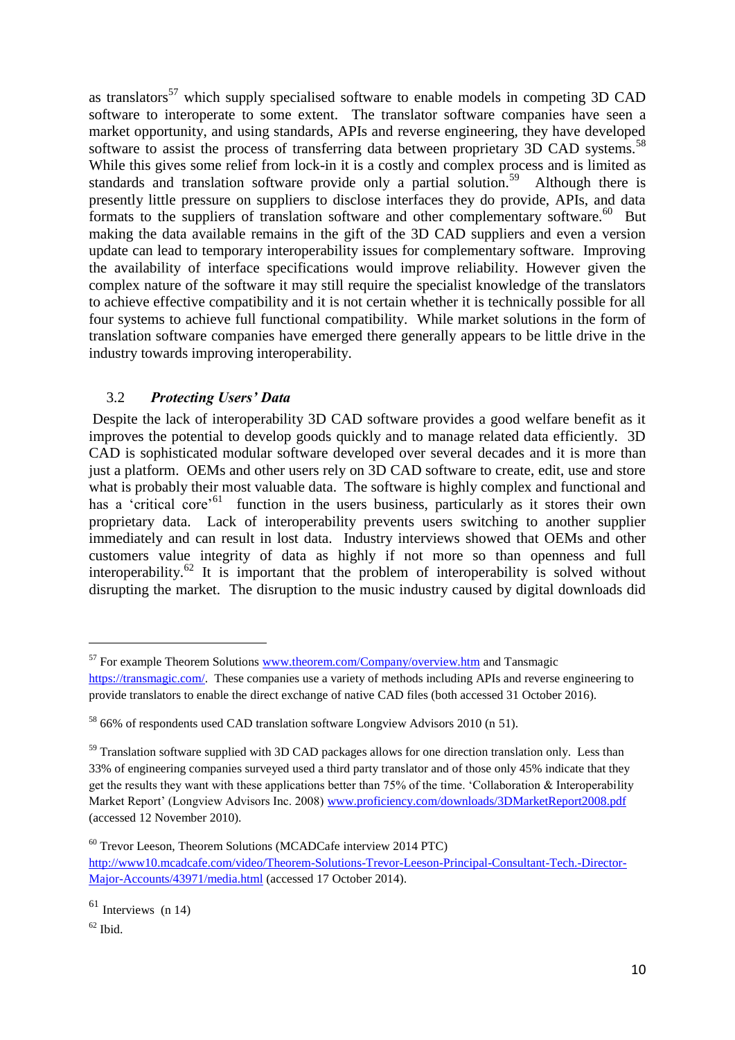as translators[57] which supply specialised software to enable models in competing 3D CAD software to interoperate to some extent. The translator software companies have seen a market opportunity, and using standards, APIs and reverse engineering, they have developed software to assist the process of transferring data between proprietary 3D CAD systems.[58] While this gives some relief from lock-in it is a costly and complex process and is limited as standards and translation software provide only a partial solution.[59] Although there is presently little pressure on suppliers to disclose interfaces they do provide, APIs, and data formats to the suppliers of translation software and other complementary software.[60] But making the data available remains in the gift of the 3D CAD suppliers and even a version update can lead to temporary interoperability issues for complementary software. Improving the availability of interface specifications would improve reliability. However given the complex nature of the software it may still require the specialist knowledge of the translators to achieve effective compatibility and it is not certain whether it is technically possible for all four systems to achieve full functional compatibility. While market solutions in the form of translation software companies have emerged there generally appears to be little drive in the industry towards improving interoperability.

### 3.2 *Protecting Users' Data*

Despite the lack of interoperability 3D CAD software provides a good welfare benefit as it improves the potential to develop goods quickly and to manage related data efficiently. 3D CAD is sophisticated modular software developed over several decades and it is more than just a platform. OEMs and other users rely on 3D CAD software to create, edit, use and store what is probably their most valuable data. The software is highly complex and functional and has a 'critical core'[61] function in the users business, particularly as it stores their own proprietary data. Lack of interoperability prevents users switching to another supplier immediately and can result in lost data. Industry interviews showed that OEMs and other customers value integrity of data as highly if not more so than openness and full interoperability.[62] It is important that the problem of interoperability is solved without disrupting the market. The disruption to the music industry caused by digital downloads did

---

[57] For example Theorem Solutions www.theorem.com/Company/overview.htm and Tansmagic https://transmagic.com/. These companies use a variety of methods including APIs and reverse engineering to provide translators to enable the direct exchange of native CAD files (both accessed 31 October 2016).

[58] 66% of respondents used CAD translation software Longview Advisors 2010 (n 51).

[59] Translation software supplied with 3D CAD packages allows for one direction translation only. Less than 33% of engineering companies surveyed used a third party translator and of those only 45% indicate that they get the results they want with these applications better than 75% of the time. 'Collaboration & Interoperability Market Report' (Longview Advisors Inc. 2008) www.proficiency.com/downloads/3DMarketReport2008.pdf (accessed 12 November 2010).

[60] Trevor Leeson, Theorem Solutions (MCADCafe interview 2014 PTC) http://www10.mcadcafe.com/video/Theorem-Solutions-Trevor-Leeson-Principal-Consultant-Tech.-Director-Major-Accounts/43971/media.html (accessed 17 October 2014).

[61] Interviews (n 14)

[62] Ibid.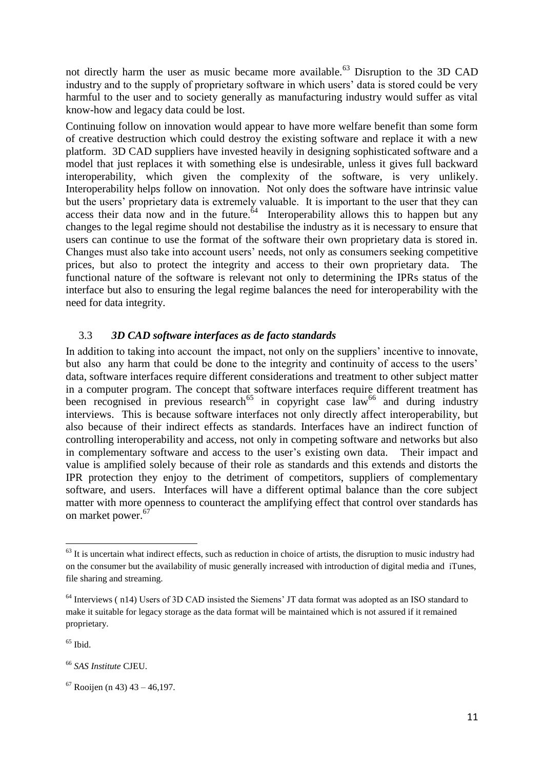not directly harm the user as music became more available.[63] Disruption to the 3D CAD industry and to the supply of proprietary software in which users' data is stored could be very harmful to the user and to society generally as manufacturing industry would suffer as vital know-how and legacy data could be lost.

Continuing follow on innovation would appear to have more welfare benefit than some form of creative destruction which could destroy the existing software and replace it with a new platform. 3D CAD suppliers have invested heavily in designing sophisticated software and a model that just replaces it with something else is undesirable, unless it gives full backward interoperability, which given the complexity of the software, is very unlikely. Interoperability helps follow on innovation. Not only does the software have intrinsic value but the users' proprietary data is extremely valuable. It is important to the user that they can access their data now and in the future.[64] Interoperability allows this to happen but any changes to the legal regime should not destabilise the industry as it is necessary to ensure that users can continue to use the format of the software their own proprietary data is stored in. Changes must also take into account users' needs, not only as consumers seeking competitive prices, but also to protect the integrity and access to their own proprietary data. The functional nature of the software is relevant not only to determining the IPRs status of the interface but also to ensuring the legal regime balances the need for interoperability with the need for data integrity.

### 3.3 *3D CAD software interfaces as de facto standards*

In addition to taking into account the impact, not only on the suppliers' incentive to innovate, but also any harm that could be done to the integrity and continuity of access to the users' data, software interfaces require different considerations and treatment to other subject matter in a computer program. The concept that software interfaces require different treatment has been recognised in previous research[65] in copyright case law[66] and during industry interviews. This is because software interfaces not only directly affect interoperability, but also because of their indirect effects as standards. Interfaces have an indirect function of controlling interoperability and access, not only in competing software and networks but also in complementary software and access to the user's existing own data. Their impact and value is amplified solely because of their role as standards and this extends and distorts the IPR protection they enjoy to the detriment of competitors, suppliers of complementary software, and users. Interfaces will have a different optimal balance than the core subject matter with more openness to counteract the amplifying effect that control over standards has on market power.[67]

---

[63] It is uncertain what indirect effects, such as reduction in choice of artists, the disruption to music industry had on the consumer but the availability of music generally increased with introduction of digital media and iTunes, file sharing and streaming.

[64] Interviews ( n14) Users of 3D CAD insisted the Siemens' JT data format was adopted as an ISO standard to make it suitable for legacy storage as the data format will be maintained which is not assured if it remained proprietary.

[65] Ibid.

[66] *SAS Institute* CJEU.

[67] Rooijen (n 43) 43 – 46,197.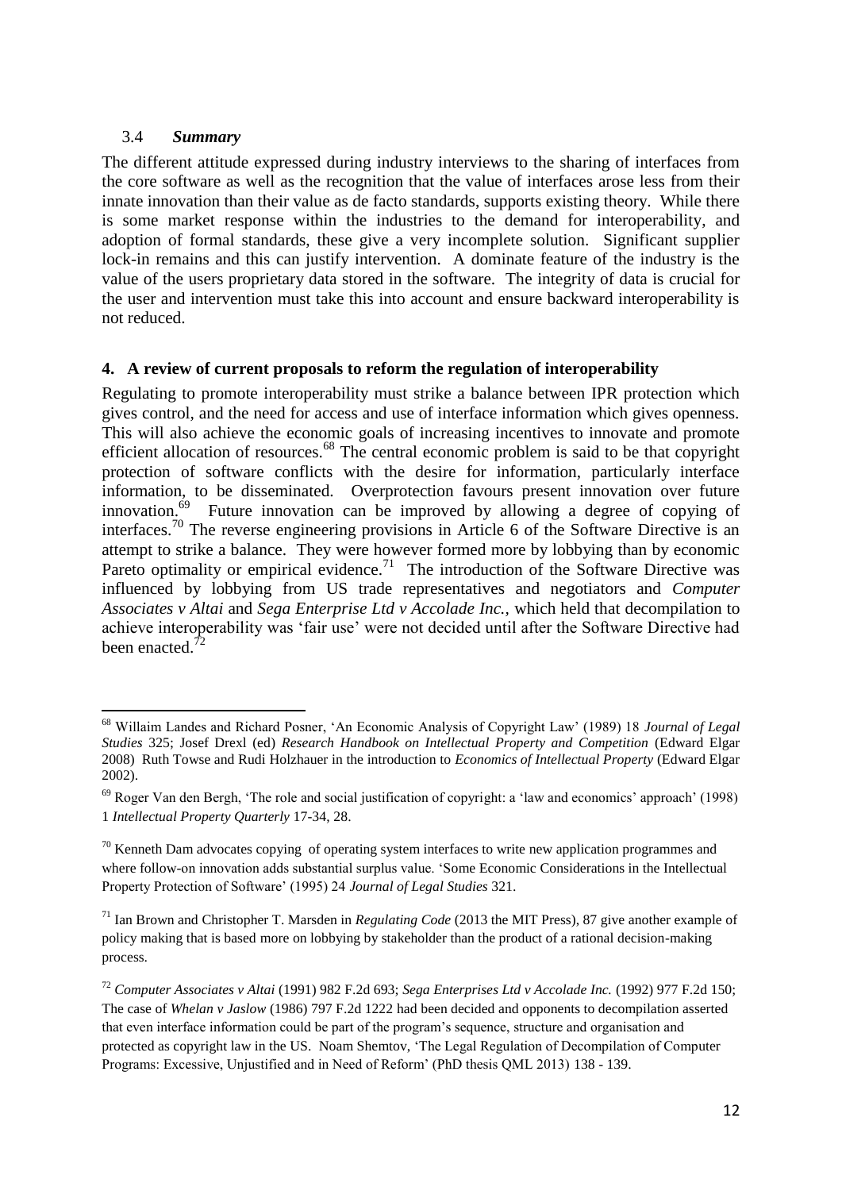### 3.4 *Summary*

The different attitude expressed during industry interviews to the sharing of interfaces from the core software as well as the recognition that the value of interfaces arose less from their innate innovation than their value as de facto standards, supports existing theory. While there is some market response within the industries to the demand for interoperability, and adoption of formal standards, these give a very incomplete solution. Significant supplier lock-in remains and this can justify intervention. A dominate feature of the industry is the value of the users proprietary data stored in the software. The integrity of data is crucial for the user and intervention must take this into account and ensure backward interoperability is not reduced.

## 4. A review of current proposals to reform the regulation of interoperability

Regulating to promote interoperability must strike a balance between IPR protection which gives control, and the need for access and use of interface information which gives openness. This will also achieve the economic goals of increasing incentives to innovate and promote efficient allocation of resources.[68] The central economic problem is said to be that copyright protection of software conflicts with the desire for information, particularly interface information, to be disseminated. Overprotection favours present innovation over future innovation.[69] Future innovation can be improved by allowing a degree of copying of interfaces.[70] The reverse engineering provisions in Article 6 of the Software Directive is an attempt to strike a balance. They were however formed more by lobbying than by economic Pareto optimality or empirical evidence.[71] The introduction of the Software Directive was influenced by lobbying from US trade representatives and negotiators and *Computer Associates v Altai* and *Sega Enterprise Ltd v Accolade Inc.*, which held that decompilation to achieve interoperability was 'fair use' were not decided until after the Software Directive had been enacted.[72]

---

[68] Willaim Landes and Richard Posner, 'An Economic Analysis of Copyright Law' (1989) 18 *Journal of Legal Studies* 325; Josef Drexl (ed) *Research Handbook on Intellectual Property and Competition* (Edward Elgar 2008) Ruth Towse and Rudi Holzhauer in the introduction to *Economics of Intellectual Property* (Edward Elgar 2002).

[69] Roger Van den Bergh, 'The role and social justification of copyright: a 'law and economics' approach' (1998) 1 *Intellectual Property Quarterly* 17-34, 28.

[70] Kenneth Dam advocates copying of operating system interfaces to write new application programmes and where follow-on innovation adds substantial surplus value. 'Some Economic Considerations in the Intellectual Property Protection of Software' (1995) 24 *Journal of Legal Studies* 321.

[71] Ian Brown and Christopher T. Marsden in *Regulating Code* (2013 the MIT Press), 87 give another example of policy making that is based more on lobbying by stakeholder than the product of a rational decision-making process.

[72] *Computer Associates v Altai* (1991) 982 F.2d 693; *Sega Enterprises Ltd v Accolade Inc.* (1992) 977 F.2d 150; The case of *Whelan v Jaslow* (1986) 797 F.2d 1222 had been decided and opponents to decompilation asserted that even interface information could be part of the program's sequence, structure and organisation and protected as copyright law in the US. Noam Shemtov, 'The Legal Regulation of Decompilation of Computer Programs: Excessive, Unjustified and in Need of Reform' (PhD thesis QML 2013) 138 - 139.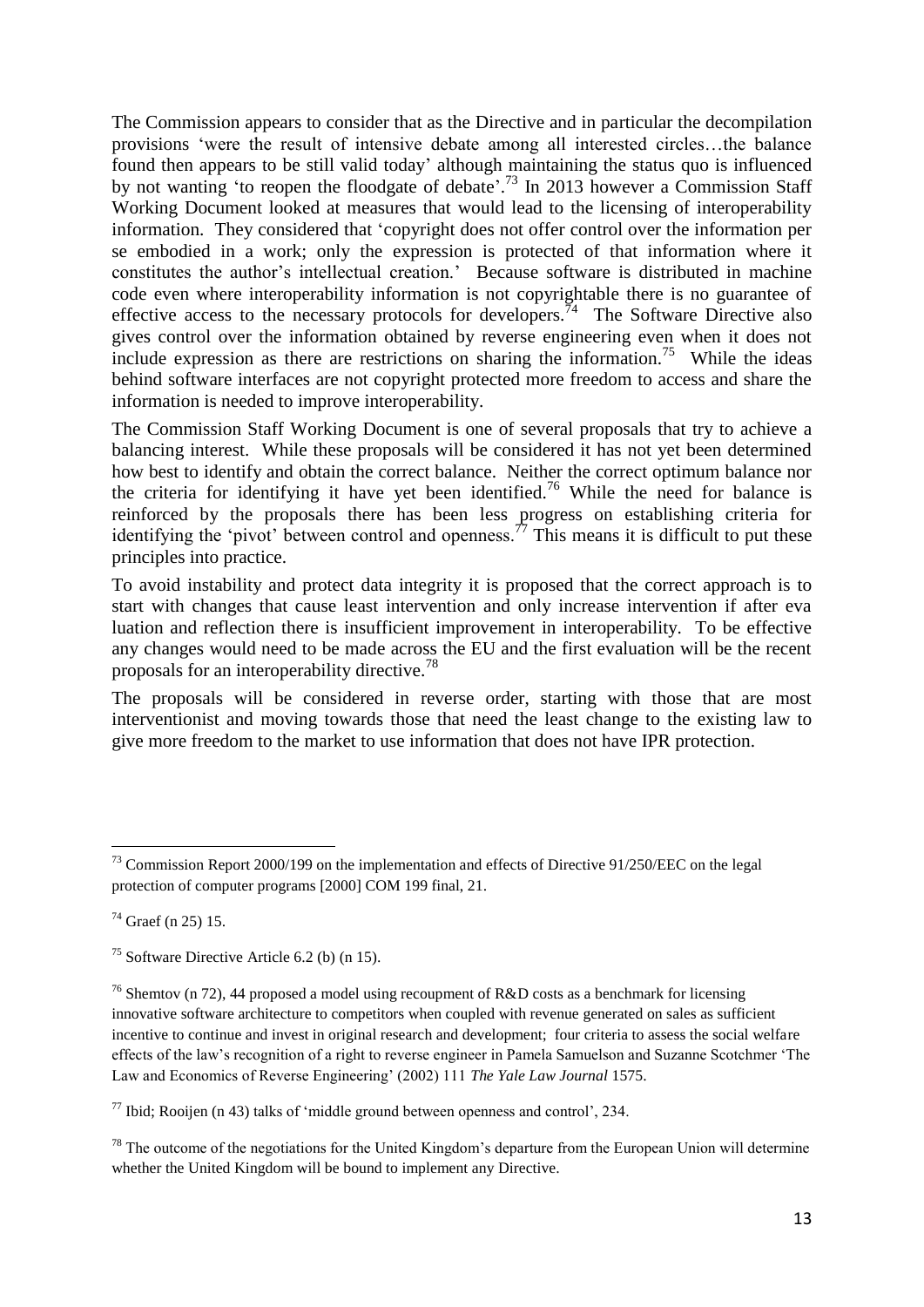The Commission appears to consider that as the Directive and in particular the decompilation provisions 'were the result of intensive debate among all interested circles…the balance found then appears to be still valid today' although maintaining the status quo is influenced by not wanting 'to reopen the floodgate of debate'.[73] In 2013 however a Commission Staff Working Document looked at measures that would lead to the licensing of interoperability information. They considered that 'copyright does not offer control over the information per se embodied in a work; only the expression is protected of that information where it constitutes the author's intellectual creation.' Because software is distributed in machine code even where interoperability information is not copyrightable there is no guarantee of effective access to the necessary protocols for developers.[74] The Software Directive also gives control over the information obtained by reverse engineering even when it does not include expression as there are restrictions on sharing the information.[75] While the ideas behind software interfaces are not copyright protected more freedom to access and share the information is needed to improve interoperability.

The Commission Staff Working Document is one of several proposals that try to achieve a balancing interest. While these proposals will be considered it has not yet been determined how best to identify and obtain the correct balance. Neither the correct optimum balance nor the criteria for identifying it have yet been identified.[76] While the need for balance is reinforced by the proposals there has been less progress on establishing criteria for identifying the 'pivot' between control and openness.[77] This means it is difficult to put these principles into practice.

To avoid instability and protect data integrity it is proposed that the correct approach is to start with changes that cause least intervention and only increase intervention if after eva luation and reflection there is insufficient improvement in interoperability. To be effective any changes would need to be made across the EU and the first evaluation will be the recent proposals for an interoperability directive.[78]

The proposals will be considered in reverse order, starting with those that are most interventionist and moving towards those that need the least change to the existing law to give more freedom to the market to use information that does not have IPR protection.

---

[73] Commission Report 2000/199 on the implementation and effects of Directive 91/250/EEC on the legal protection of computer programs [2000] COM 199 final, 21.

[74] Graef (n 25) 15.

[75] Software Directive Article 6.2 (b) (n 15).

[76] Shemtov (n 72), 44 proposed a model using recoupment of R&D costs as a benchmark for licensing innovative software architecture to competitors when coupled with revenue generated on sales as sufficient incentive to continue and invest in original research and development; four criteria to assess the social welfare effects of the law's recognition of a right to reverse engineer in Pamela Samuelson and Suzanne Scotchmer 'The Law and Economics of Reverse Engineering' (2002) 111 *The Yale Law Journal* 1575.

[77] Ibid; Rooijen (n 43) talks of 'middle ground between openness and control', 234.

[78] The outcome of the negotiations for the United Kingdom's departure from the European Union will determine whether the United Kingdom will be bound to implement any Directive.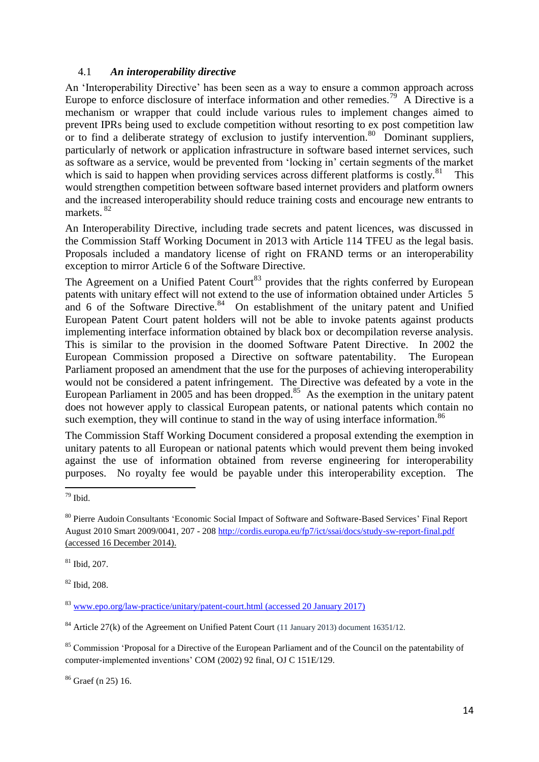### 4.1 *An interoperability directive*

An 'Interoperability Directive' has been seen as a way to ensure a common approach across Europe to enforce disclosure of interface information and other remedies.[79] A Directive is a mechanism or wrapper that could include various rules to implement changes aimed to prevent IPRs being used to exclude competition without resorting to ex post competition law or to find a deliberate strategy of exclusion to justify intervention.[80] Dominant suppliers, particularly of network or application infrastructure in software based internet services, such as software as a service, would be prevented from 'locking in' certain segments of the market which is said to happen when providing services across different platforms is costly.[81] This would strengthen competition between software based internet providers and platform owners and the increased interoperability should reduce training costs and encourage new entrants to markets. [82]

An Interoperability Directive, including trade secrets and patent licences, was discussed in the Commission Staff Working Document in 2013 with Article 114 TFEU as the legal basis. Proposals included a mandatory license of right on FRAND terms or an interoperability exception to mirror Article 6 of the Software Directive.

The Agreement on a Unified Patent Court[83] provides that the rights conferred by European patents with unitary effect will not extend to the use of information obtained under Articles 5 and 6 of the Software Directive.[84] On establishment of the unitary patent and Unified European Patent Court patent holders will not be able to invoke patents against products implementing interface information obtained by black box or decompilation reverse analysis. This is similar to the provision in the doomed Software Patent Directive. In 2002 the European Commission proposed a Directive on software patentability. The European Parliament proposed an amendment that the use for the purposes of achieving interoperability would not be considered a patent infringement. The Directive was defeated by a vote in the European Parliament in 2005 and has been dropped.[85] As the exemption in the unitary patent does not however apply to classical European patents, or national patents which contain no such exemption, they will continue to stand in the way of using interface information.[86]

The Commission Staff Working Document considered a proposal extending the exemption in unitary patents to all European or national patents which would prevent them being invoked against the use of information obtained from reverse engineering for interoperability purposes. No royalty fee would be payable under this interoperability exception. The

---

[79] Ibid.

[80] Pierre Audoin Consultants 'Economic Social Impact of Software and Software-Based Services' Final Report August 2010 Smart 2009/0041, 207 - 208 http://cordis.europa.eu/fp7/ict/ssai/docs/study-sw-report-final.pdf (accessed 16 December 2014).

[81] Ibid, 207.

[82] Ibid, 208.

[83] www.epo.org/law-practice/unitary/patent-court.html (accessed 20 January 2017)

[84] Article 27(k) of the Agreement on Unified Patent Court (11 January 2013) document 16351/12.

[85] Commission 'Proposal for a Directive of the European Parliament and of the Council on the patentability of computer-implemented inventions' COM (2002) 92 final, OJ C 151E/129.

[86] Graef (n 25) 16.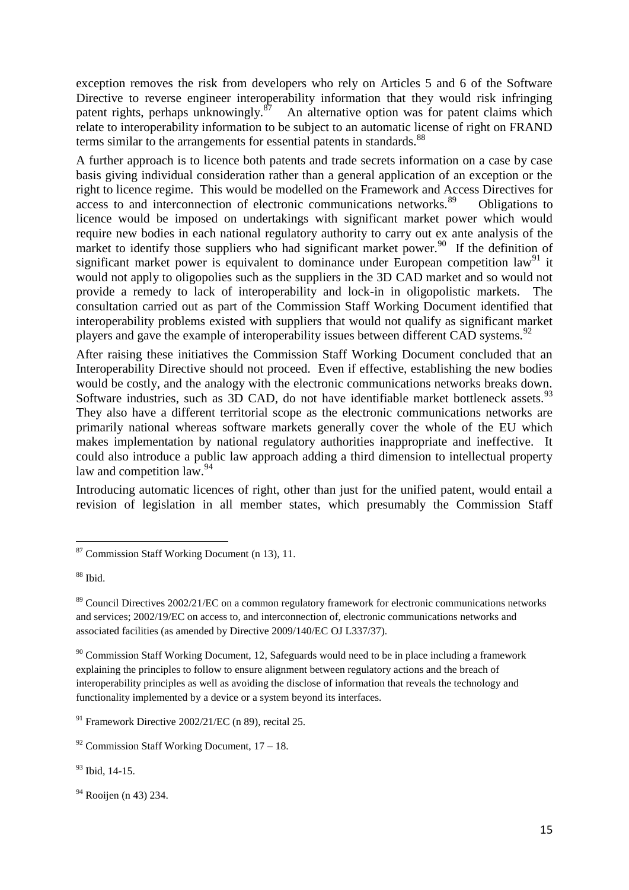exception removes the risk from developers who rely on Articles 5 and 6 of the Software Directive to reverse engineer interoperability information that they would risk infringing patent rights, perhaps unknowingly.[87] An alternative option was for patent claims which relate to interoperability information to be subject to an automatic license of right on FRAND terms similar to the arrangements for essential patents in standards.[88]

A further approach is to licence both patents and trade secrets information on a case by case basis giving individual consideration rather than a general application of an exception or the right to licence regime. This would be modelled on the Framework and Access Directives for access to and interconnection of electronic communications networks.[89] Obligations to licence would be imposed on undertakings with significant market power which would require new bodies in each national regulatory authority to carry out ex ante analysis of the market to identify those suppliers who had significant market power.[90] If the definition of significant market power is equivalent to dominance under European competition law[91] it would not apply to oligopolies such as the suppliers in the 3D CAD market and so would not provide a remedy to lack of interoperability and lock-in in oligopolistic markets. The consultation carried out as part of the Commission Staff Working Document identified that interoperability problems existed with suppliers that would not qualify as significant market players and gave the example of interoperability issues between different CAD systems.[92]

After raising these initiatives the Commission Staff Working Document concluded that an Interoperability Directive should not proceed. Even if effective, establishing the new bodies would be costly, and the analogy with the electronic communications networks breaks down. Software industries, such as 3D CAD, do not have identifiable market bottleneck assets.[93] They also have a different territorial scope as the electronic communications networks are primarily national whereas software markets generally cover the whole of the EU which makes implementation by national regulatory authorities inappropriate and ineffective. It could also introduce a public law approach adding a third dimension to intellectual property law and competition law.[94]

Introducing automatic licences of right, other than just for the unified patent, would entail a revision of legislation in all member states, which presumably the Commission Staff

---

[87] Commission Staff Working Document (n 13), 11.

[88] Ibid.

[89] Council Directives 2002/21/EC on a common regulatory framework for electronic communications networks and services; 2002/19/EC on access to, and interconnection of, electronic communications networks and associated facilities (as amended by Directive 2009/140/EC OJ L337/37).

[90] Commission Staff Working Document, 12, Safeguards would need to be in place including a framework explaining the principles to follow to ensure alignment between regulatory actions and the breach of interoperability principles as well as avoiding the disclose of information that reveals the technology and functionality implemented by a device or a system beyond its interfaces.

[91] Framework Directive 2002/21/EC (n 89), recital 25.

[92] Commission Staff Working Document, 17 – 18.

[93] Ibid, 14-15.

[94] Rooijen (n 43) 234.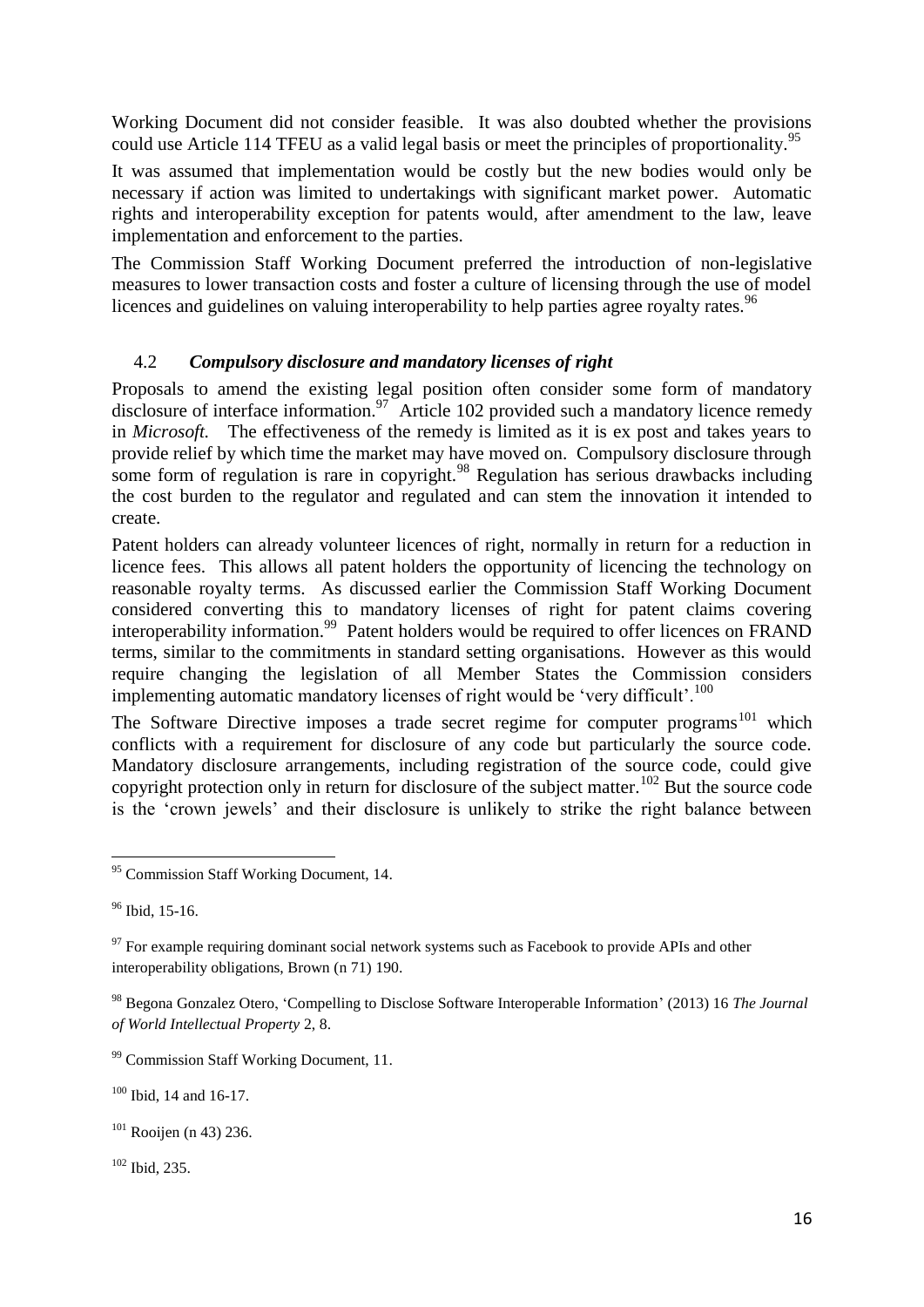Working Document did not consider feasible. It was also doubted whether the provisions could use Article 114 TFEU as a valid legal basis or meet the principles of proportionality.[95]

It was assumed that implementation would be costly but the new bodies would only be necessary if action was limited to undertakings with significant market power. Automatic rights and interoperability exception for patents would, after amendment to the law, leave implementation and enforcement to the parties.

The Commission Staff Working Document preferred the introduction of non-legislative measures to lower transaction costs and foster a culture of licensing through the use of model licences and guidelines on valuing interoperability to help parties agree royalty rates.[96]

### 4.2 *Compulsory disclosure and mandatory licenses of right*

Proposals to amend the existing legal position often consider some form of mandatory disclosure of interface information.[97] Article 102 provided such a mandatory licence remedy in *Microsoft*. The effectiveness of the remedy is limited as it is ex post and takes years to provide relief by which time the market may have moved on. Compulsory disclosure through some form of regulation is rare in copyright.[98] Regulation has serious drawbacks including the cost burden to the regulator and regulated and can stem the innovation it intended to create.

Patent holders can already volunteer licences of right, normally in return for a reduction in licence fees. This allows all patent holders the opportunity of licencing the technology on reasonable royalty terms. As discussed earlier the Commission Staff Working Document considered converting this to mandatory licenses of right for patent claims covering interoperability information.[99] Patent holders would be required to offer licences on FRAND terms, similar to the commitments in standard setting organisations. However as this would require changing the legislation of all Member States the Commission considers implementing automatic mandatory licenses of right would be 'very difficult'.[100]

The Software Directive imposes a trade secret regime for computer programs[101] which conflicts with a requirement for disclosure of any code but particularly the source code. Mandatory disclosure arrangements, including registration of the source code, could give copyright protection only in return for disclosure of the subject matter.[102] But the source code is the 'crown jewels' and their disclosure is unlikely to strike the right balance between

---

[95] Commission Staff Working Document, 14.

[96] Ibid, 15-16.

[97] For example requiring dominant social network systems such as Facebook to provide APIs and other interoperability obligations, Brown (n 71) 190.

[98] Begona Gonzalez Otero, 'Compelling to Disclose Software Interoperable Information' (2013) 16 *The Journal of World Intellectual Property* 2, 8.

[99] Commission Staff Working Document, 11.

[100] Ibid, 14 and 16-17.

[101] Rooijen (n 43) 236.

[102] Ibid, 235.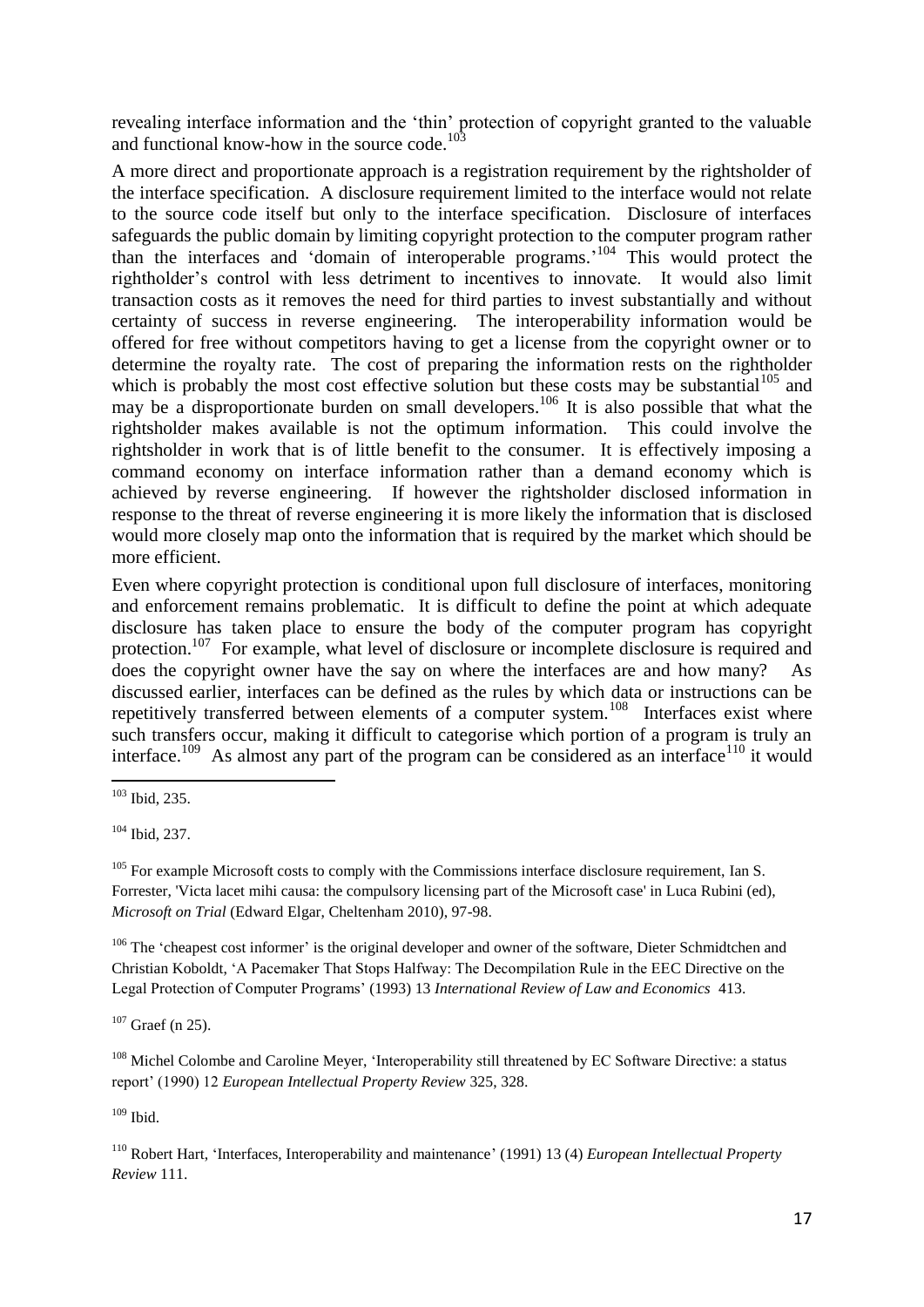revealing interface information and the 'thin' protection of copyright granted to the valuable and functional know-how in the source code.[103]

A more direct and proportionate approach is a registration requirement by the rightsholder of the interface specification. A disclosure requirement limited to the interface would not relate to the source code itself but only to the interface specification. Disclosure of interfaces safeguards the public domain by limiting copyright protection to the computer program rather than the interfaces and 'domain of interoperable programs.'[104] This would protect the rightholder's control with less detriment to incentives to innovate. It would also limit transaction costs as it removes the need for third parties to invest substantially and without certainty of success in reverse engineering. The interoperability information would be offered for free without competitors having to get a license from the copyright owner or to determine the royalty rate. The cost of preparing the information rests on the rightholder which is probably the most cost effective solution but these costs may be substantial[105] and may be a disproportionate burden on small developers.[106] It is also possible that what the rightsholder makes available is not the optimum information. This could involve the rightsholder in work that is of little benefit to the consumer. It is effectively imposing a command economy on interface information rather than a demand economy which is achieved by reverse engineering. If however the rightsholder disclosed information in response to the threat of reverse engineering it is more likely the information that is disclosed would more closely map onto the information that is required by the market which should be more efficient.

Even where copyright protection is conditional upon full disclosure of interfaces, monitoring and enforcement remains problematic. It is difficult to define the point at which adequate disclosure has taken place to ensure the body of the computer program has copyright protection.[107] For example, what level of disclosure or incomplete disclosure is required and does the copyright owner have the say on where the interfaces are and how many? As discussed earlier, interfaces can be defined as the rules by which data or instructions can be repetitively transferred between elements of a computer system.[108] Interfaces exist where such transfers occur, making it difficult to categorise which portion of a program is truly an interface.[109] As almost any part of the program can be considered as an interface[110] it would

---

[103] Ibid, 235.

[104] Ibid, 237.

[105] For example Microsoft costs to comply with the Commissions interface disclosure requirement, Ian S. Forrester, 'Victa lacet mihi causa: the compulsory licensing part of the Microsoft case' in Luca Rubini (ed), *Microsoft on Trial* (Edward Elgar, Cheltenham 2010), 97-98.

[106] The 'cheapest cost informer' is the original developer and owner of the software, Dieter Schmidtchen and Christian Koboldt, 'A Pacemaker That Stops Halfway: The Decompilation Rule in the EEC Directive on the Legal Protection of Computer Programs' (1993) 13 *International Review of Law and Economics* 413.

[107] Graef (n 25).

[108] Michel Colombe and Caroline Meyer, 'Interoperability still threatened by EC Software Directive: a status report' (1990) 12 *European Intellectual Property Review* 325, 328.

[109] Ibid.

[110] Robert Hart, 'Interfaces, Interoperability and maintenance' (1991) 13 (4) *European Intellectual Property Review* 111.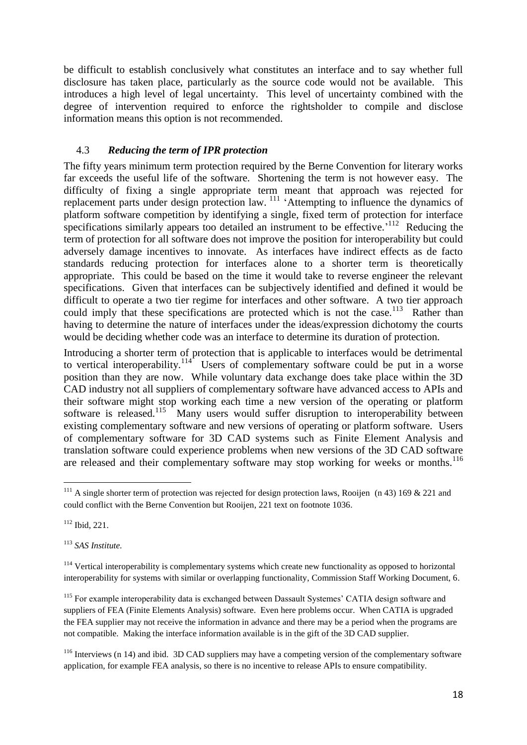be difficult to establish conclusively what constitutes an interface and to say whether full disclosure has taken place, particularly as the source code would not be available. This introduces a high level of legal uncertainty. This level of uncertainty combined with the degree of intervention required to enforce the rightsholder to compile and disclose information means this option is not recommended.

### 4.3 *Reducing the term of IPR protection*

The fifty years minimum term protection required by the Berne Convention for literary works far exceeds the useful life of the software. Shortening the term is not however easy. The difficulty of fixing a single appropriate term meant that approach was rejected for replacement parts under design protection law. [111] 'Attempting to influence the dynamics of platform software competition by identifying a single, fixed term of protection for interface specifications similarly appears too detailed an instrument to be effective.'[112] Reducing the term of protection for all software does not improve the position for interoperability but could adversely damage incentives to innovate. As interfaces have indirect effects as de facto standards reducing protection for interfaces alone to a shorter term is theoretically appropriate. This could be based on the time it would take to reverse engineer the relevant specifications. Given that interfaces can be subjectively identified and defined it would be difficult to operate a two tier regime for interfaces and other software. A two tier approach could imply that these specifications are protected which is not the case.[113] Rather than having to determine the nature of interfaces under the ideas/expression dichotomy the courts would be deciding whether code was an interface to determine its duration of protection.

Introducing a shorter term of protection that is applicable to interfaces would be detrimental to vertical interoperability.[114] Users of complementary software could be put in a worse position than they are now. While voluntary data exchange does take place within the 3D CAD industry not all suppliers of complementary software have advanced access to APIs and their software might stop working each time a new version of the operating or platform software is released.[115] Many users would suffer disruption to interoperability between existing complementary software and new versions of operating or platform software. Users of complementary software for 3D CAD systems such as Finite Element Analysis and translation software could experience problems when new versions of the 3D CAD software are released and their complementary software may stop working for weeks or months.[116]

---

[111] A single shorter term of protection was rejected for design protection laws, Rooijen (n 43) 169 & 221 and could conflict with the Berne Convention but Rooijen, 221 text on footnote 1036.

[112] Ibid, 221.

[113] *SAS Institute.*

[114] Vertical interoperability is complementary systems which create new functionality as opposed to horizontal interoperability for systems with similar or overlapping functionality, Commission Staff Working Document, 6.

[115] For example interoperability data is exchanged between Dassault Systemes' CATIA design software and suppliers of FEA (Finite Elements Analysis) software. Even here problems occur. When CATIA is upgraded the FEA supplier may not receive the information in advance and there may be a period when the programs are not compatible. Making the interface information available is in the gift of the 3D CAD supplier.

[116] Interviews (n 14) and ibid. 3D CAD suppliers may have a competing version of the complementary software application, for example FEA analysis, so there is no incentive to release APIs to ensure compatibility.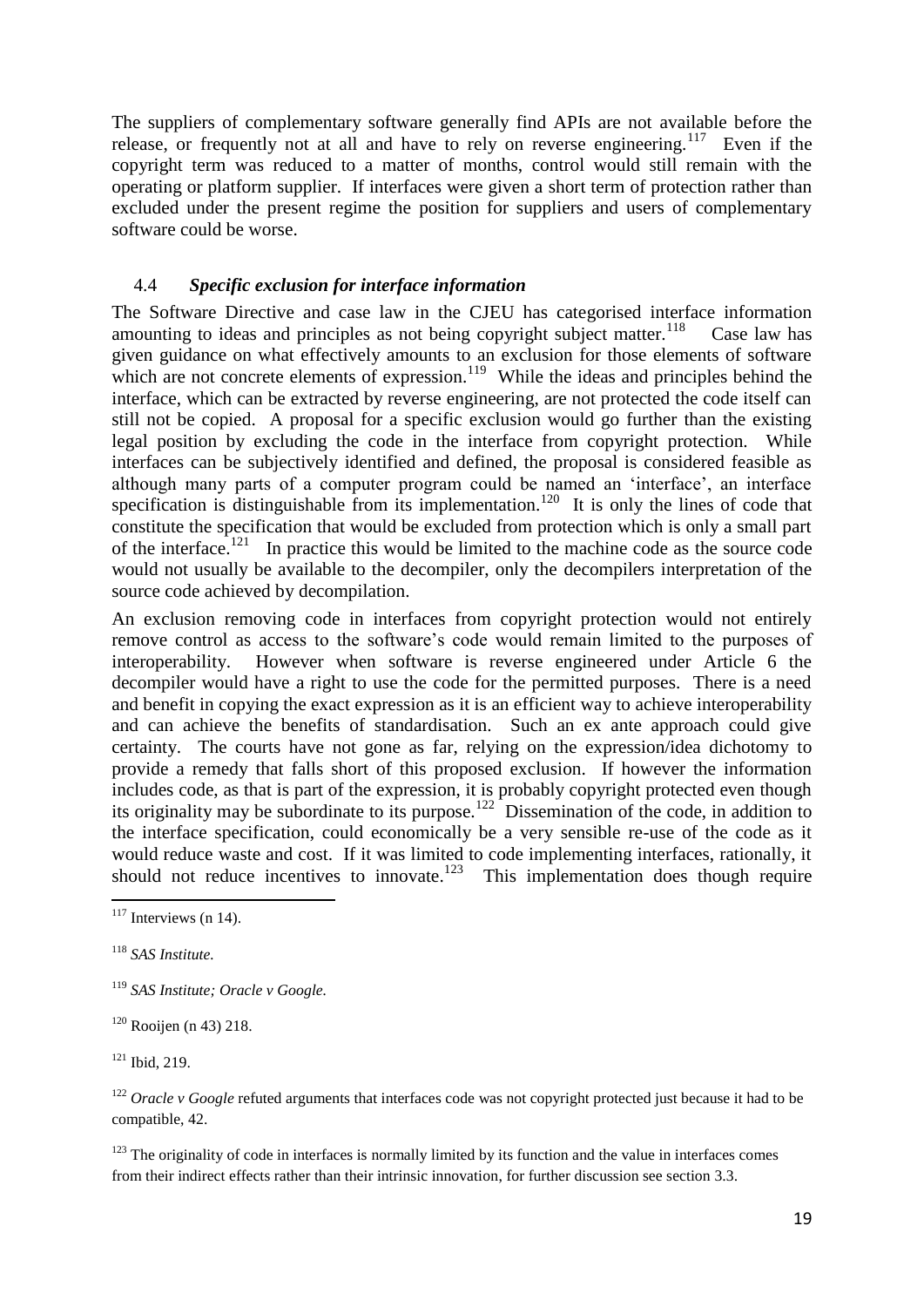The suppliers of complementary software generally find APIs are not available before the release, or frequently not at all and have to rely on reverse engineering.[117] Even if the copyright term was reduced to a matter of months, control would still remain with the operating or platform supplier. If interfaces were given a short term of protection rather than excluded under the present regime the position for suppliers and users of complementary software could be worse.

### 4.4 *Specific exclusion for interface information*

The Software Directive and case law in the CJEU has categorised interface information amounting to ideas and principles as not being copyright subject matter.[118] Case law has given guidance on what effectively amounts to an exclusion for those elements of software which are not concrete elements of expression.[119] While the ideas and principles behind the interface, which can be extracted by reverse engineering, are not protected the code itself can still not be copied. A proposal for a specific exclusion would go further than the existing legal position by excluding the code in the interface from copyright protection. While interfaces can be subjectively identified and defined, the proposal is considered feasible as although many parts of a computer program could be named an 'interface', an interface specification is distinguishable from its implementation.[120] It is only the lines of code that constitute the specification that would be excluded from protection which is only a small part of the interface.[121] In practice this would be limited to the machine code as the source code would not usually be available to the decompiler, only the decompilers interpretation of the source code achieved by decompilation.

An exclusion removing code in interfaces from copyright protection would not entirely remove control as access to the software's code would remain limited to the purposes of interoperability. However when software is reverse engineered under Article 6 the decompiler would have a right to use the code for the permitted purposes. There is a need and benefit in copying the exact expression as it is an efficient way to achieve interoperability and can achieve the benefits of standardisation. Such an ex ante approach could give certainty. The courts have not gone as far, relying on the expression/idea dichotomy to provide a remedy that falls short of this proposed exclusion. If however the information includes code, as that is part of the expression, it is probably copyright protected even though its originality may be subordinate to its purpose.[122] Dissemination of the code, in addition to the interface specification, could economically be a very sensible re-use of the code as it would reduce waste and cost. If it was limited to code implementing interfaces, rationally, it should not reduce incentives to innovate.[123] This implementation does though require

---

[117] Interviews (n 14).

[118] *SAS Institute.*

[119] *SAS Institute; Oracle v Google.*

[120] Rooijen (n 43) 218.

[121] Ibid, 219.

[122] *Oracle v Google* refuted arguments that interfaces code was not copyright protected just because it had to be compatible, 42.

[123] The originality of code in interfaces is normally limited by its function and the value in interfaces comes from their indirect effects rather than their intrinsic innovation, for further discussion see section 3.3.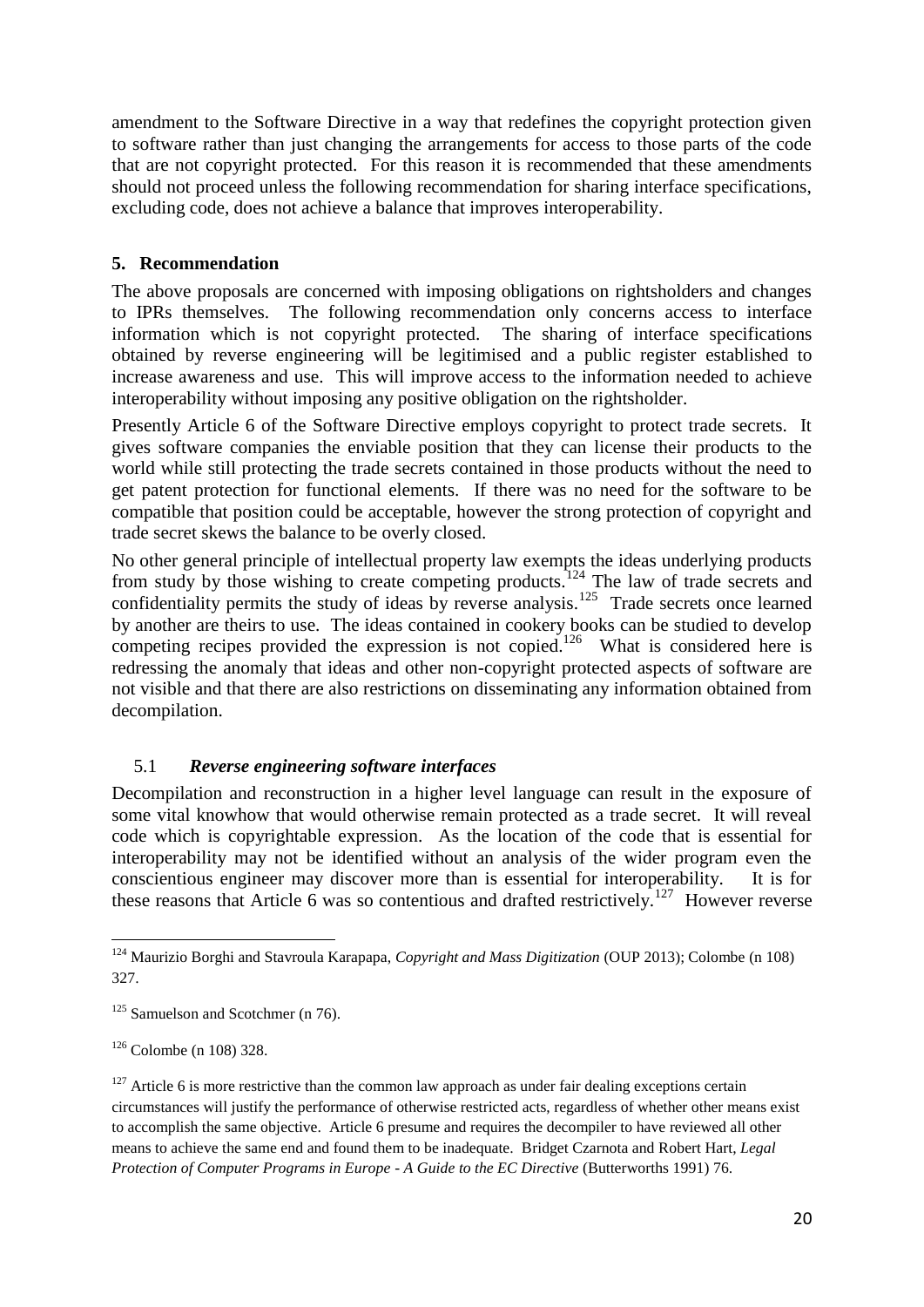amendment to the Software Directive in a way that redefines the copyright protection given to software rather than just changing the arrangements for access to those parts of the code that are not copyright protected. For this reason it is recommended that these amendments should not proceed unless the following recommendation for sharing interface specifications, excluding code, does not achieve a balance that improves interoperability.

## 5. Recommendation

The above proposals are concerned with imposing obligations on rightsholders and changes to IPRs themselves. The following recommendation only concerns access to interface information which is not copyright protected. The sharing of interface specifications obtained by reverse engineering will be legitimised and a public register established to increase awareness and use. This will improve access to the information needed to achieve interoperability without imposing any positive obligation on the rightsholder.

Presently Article 6 of the Software Directive employs copyright to protect trade secrets. It gives software companies the enviable position that they can license their products to the world while still protecting the trade secrets contained in those products without the need to get patent protection for functional elements. If there was no need for the software to be compatible that position could be acceptable, however the strong protection of copyright and trade secret skews the balance to be overly closed.

No other general principle of intellectual property law exempts the ideas underlying products from study by those wishing to create competing products.[124] The law of trade secrets and confidentiality permits the study of ideas by reverse analysis.[125] Trade secrets once learned by another are theirs to use. The ideas contained in cookery books can be studied to develop competing recipes provided the expression is not copied.[126] What is considered here is redressing the anomaly that ideas and other non-copyright protected aspects of software are not visible and that there are also restrictions on disseminating any information obtained from decompilation.

### 5.1 *Reverse engineering software interfaces*

Decompilation and reconstruction in a higher level language can result in the exposure of some vital knowhow that would otherwise remain protected as a trade secret. It will reveal code which is copyrightable expression. As the location of the code that is essential for interoperability may not be identified without an analysis of the wider program even the conscientious engineer may discover more than is essential for interoperability. It is for these reasons that Article 6 was so contentious and drafted restrictively.[127] However reverse

---

[124] Maurizio Borghi and Stavroula Karapapa, *Copyright and Mass Digitization* (OUP 2013); Colombe (n 108) 327.

[125] Samuelson and Scotchmer (n 76).

[126] Colombe (n 108) 328.

[127] Article 6 is more restrictive than the common law approach as under fair dealing exceptions certain circumstances will justify the performance of otherwise restricted acts, regardless of whether other means exist to accomplish the same objective. Article 6 presume and requires the decompiler to have reviewed all other means to achieve the same end and found them to be inadequate. Bridget Czarnota and Robert Hart, *Legal Protection of Computer Programs in Europe - A Guide to the EC Directive* (Butterworths 1991) 76.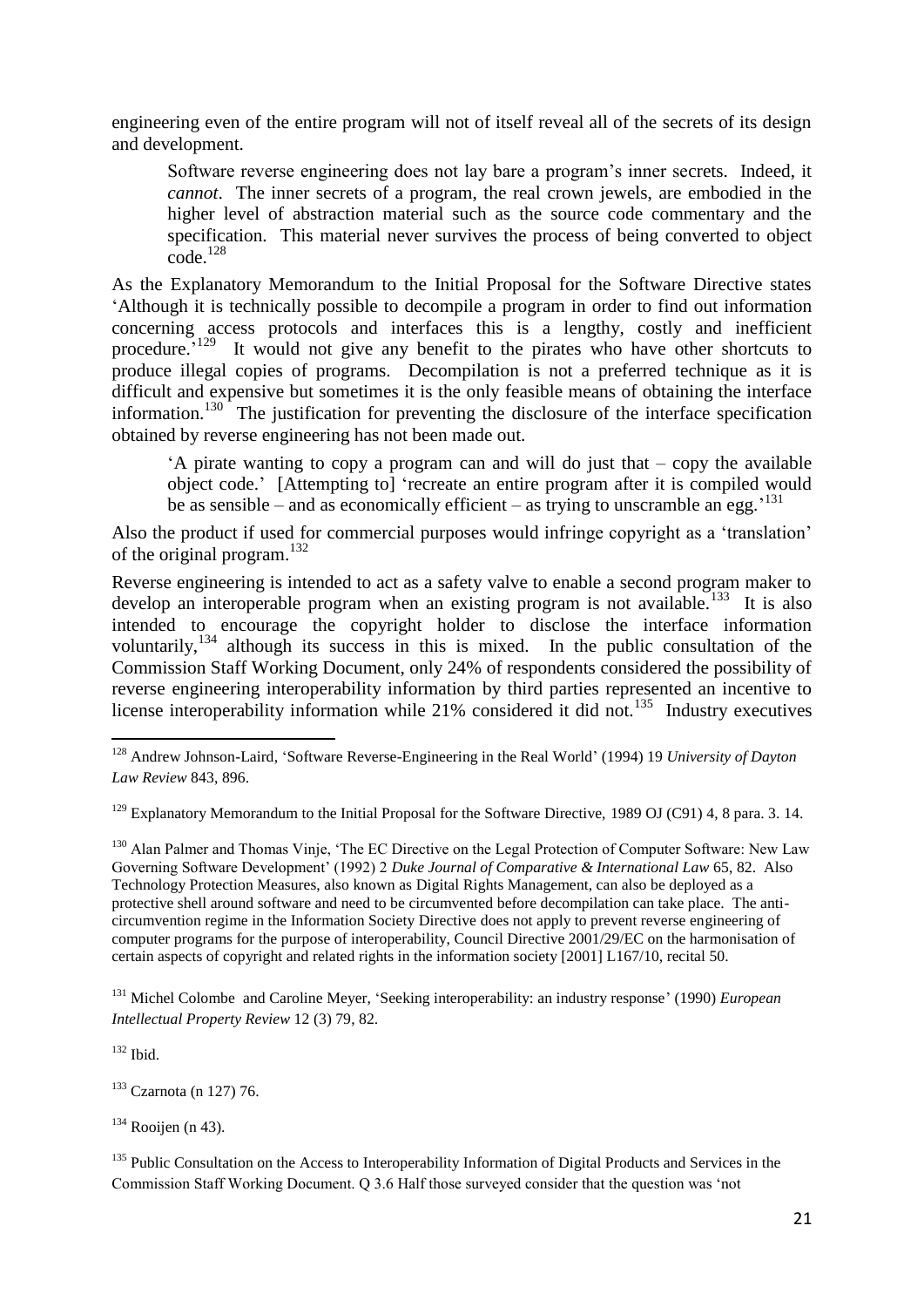engineering even of the entire program will not of itself reveal all of the secrets of its design and development.

> Software reverse engineering does not lay bare a program's inner secrets. Indeed, it *cannot*. The inner secrets of a program, the real crown jewels, are embodied in the higher level of abstraction material such as the source code commentary and the specification. This material never survives the process of being converted to object code.[128]

As the Explanatory Memorandum to the Initial Proposal for the Software Directive states 'Although it is technically possible to decompile a program in order to find out information concerning access protocols and interfaces this is a lengthy, costly and inefficient procedure.'[129] It would not give any benefit to the pirates who have other shortcuts to produce illegal copies of programs. Decompilation is not a preferred technique as it is difficult and expensive but sometimes it is the only feasible means of obtaining the interface information.[130] The justification for preventing the disclosure of the interface specification obtained by reverse engineering has not been made out.

> 'A pirate wanting to copy a program can and will do just that – copy the available object code.' [Attempting to] 'recreate an entire program after it is compiled would be as sensible – and as economically efficient – as trying to unscramble an egg.'[131]

Also the product if used for commercial purposes would infringe copyright as a 'translation' of the original program.[132]

Reverse engineering is intended to act as a safety valve to enable a second program maker to develop an interoperable program when an existing program is not available.[133] It is also intended to encourage the copyright holder to disclose the interface information voluntarily,[134] although its success in this is mixed. In the public consultation of the Commission Staff Working Document, only 24% of respondents considered the possibility of reverse engineering interoperability information by third parties represented an incentive to license interoperability information while 21% considered it did not.[135] Industry executives

---

[128] Andrew Johnson-Laird, 'Software Reverse-Engineering in the Real World' (1994) 19 *University of Dayton Law Review* 843, 896.

[129] Explanatory Memorandum to the Initial Proposal for the Software Directive, 1989 OJ (C91) 4, 8 para. 3. 14.

[130] Alan Palmer and Thomas Vinje, 'The EC Directive on the Legal Protection of Computer Software: New Law Governing Software Development' (1992) 2 *Duke Journal of Comparative & International Law* 65, 82. Also Technology Protection Measures, also known as Digital Rights Management, can also be deployed as a protective shell around software and need to be circumvented before decompilation can take place. The anti-circumvention regime in the Information Society Directive does not apply to prevent reverse engineering of computer programs for the purpose of interoperability, Council Directive 2001/29/EC on the harmonisation of certain aspects of copyright and related rights in the information society [2001] L167/10, recital 50.

[131] Michel Colombe and Caroline Meyer, 'Seeking interoperability: an industry response' (1990) *European Intellectual Property Review* 12 (3) 79, 82.

[132] Ibid.

[133] Czarnota (n 127) 76.

[134] Rooijen (n 43).

[135] Public Consultation on the Access to Interoperability Information of Digital Products and Services in the Commission Staff Working Document. Q 3.6 Half those surveyed consider that the question was 'not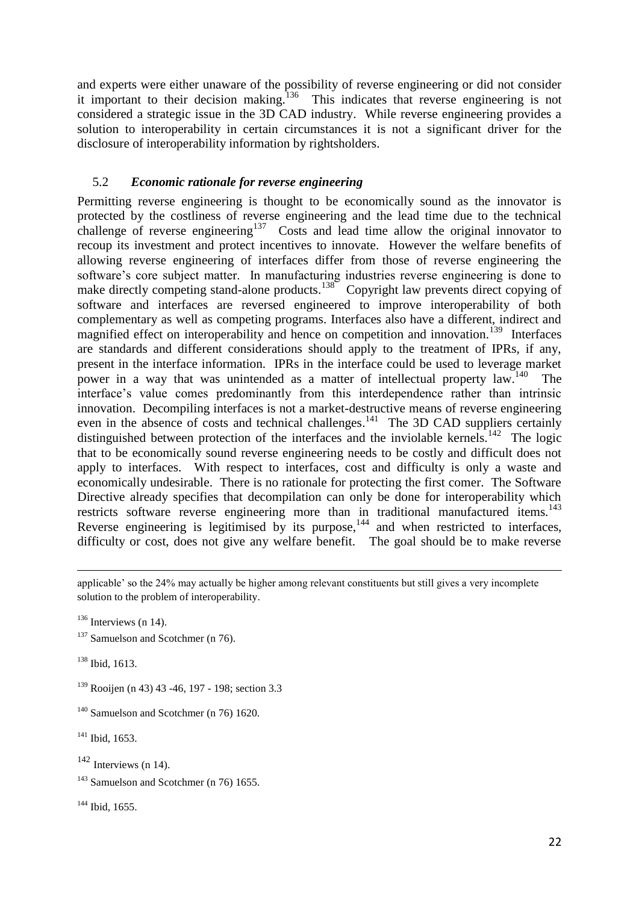and experts were either unaware of the possibility of reverse engineering or did not consider it important to their decision making.[136] This indicates that reverse engineering is not considered a strategic issue in the 3D CAD industry. While reverse engineering provides a solution to interoperability in certain circumstances it is not a significant driver for the disclosure of interoperability information by rightsholders.

### 5.2 *Economic rationale for reverse engineering*

Permitting reverse engineering is thought to be economically sound as the innovator is protected by the costliness of reverse engineering and the lead time due to the technical challenge of reverse engineering[137] Costs and lead time allow the original innovator to recoup its investment and protect incentives to innovate. However the welfare benefits of allowing reverse engineering of interfaces differ from those of reverse engineering the software's core subject matter. In manufacturing industries reverse engineering is done to make directly competing stand-alone products.[138] Copyright law prevents direct copying of software and interfaces are reversed engineered to improve interoperability of both complementary as well as competing programs. Interfaces also have a different, indirect and magnified effect on interoperability and hence on competition and innovation.[139] Interfaces are standards and different considerations should apply to the treatment of IPRs, if any, present in the interface information. IPRs in the interface could be used to leverage market power in a way that was unintended as a matter of intellectual property law.[140] The interface's value comes predominantly from this interdependence rather than intrinsic innovation. Decompiling interfaces is not a market-destructive means of reverse engineering even in the absence of costs and technical challenges.[141] The 3D CAD suppliers certainly distinguished between protection of the interfaces and the inviolable kernels.[142] The logic that to be economically sound reverse engineering needs to be costly and difficult does not apply to interfaces. With respect to interfaces, cost and difficulty is only a waste and economically undesirable. There is no rationale for protecting the first comer. The Software Directive already specifies that decompilation can only be done for interoperability which restricts software reverse engineering more than in traditional manufactured items.[143] Reverse engineering is legitimised by its purpose,[144] and when restricted to interfaces, difficulty or cost, does not give any welfare benefit. The goal should be to make reverse

---

applicable' so the 24% may actually be higher among relevant constituents but still gives a very incomplete solution to the problem of interoperability.

[136] Interviews (n 14).

[137] Samuelson and Scotchmer (n 76).

[138] Ibid, 1613.

[139] Rooijen (n 43) 43 -46, 197 - 198; section 3.3

[140] Samuelson and Scotchmer (n 76) 1620.

[141] Ibid, 1653.

[142] Interviews (n 14).

[143] Samuelson and Scotchmer (n 76) 1655.

[144] Ibid, 1655.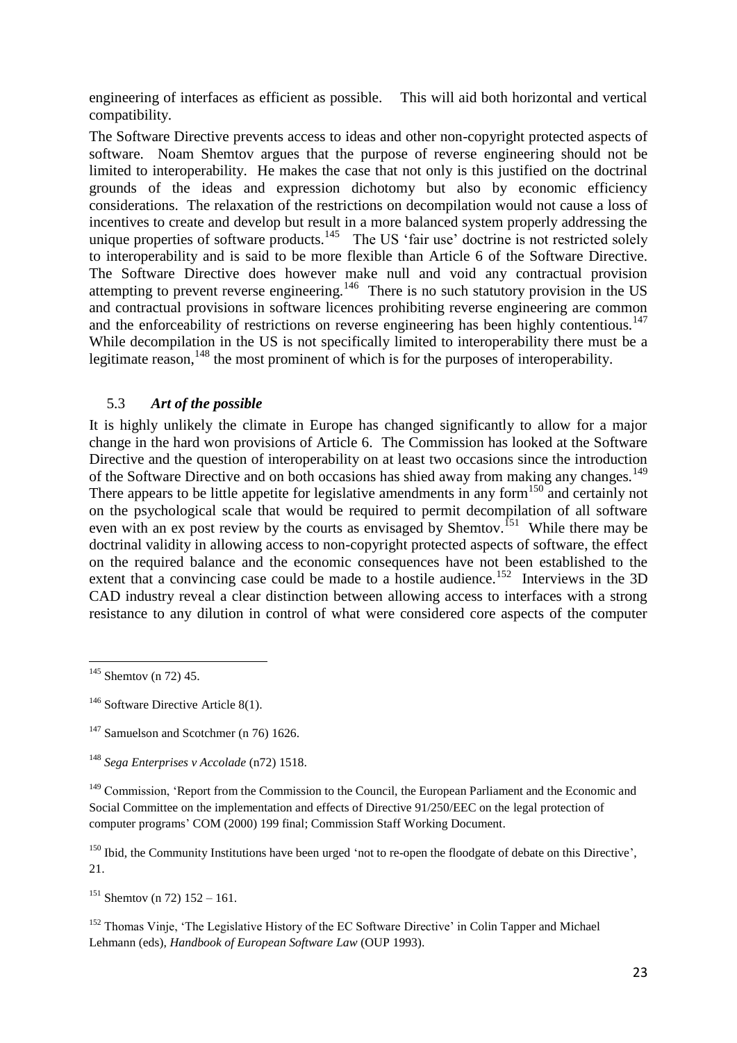engineering of interfaces as efficient as possible. This will aid both horizontal and vertical compatibility.

The Software Directive prevents access to ideas and other non-copyright protected aspects of software. Noam Shemtov argues that the purpose of reverse engineering should not be limited to interoperability. He makes the case that not only is this justified on the doctrinal grounds of the ideas and expression dichotomy but also by economic efficiency considerations. The relaxation of the restrictions on decompilation would not cause a loss of incentives to create and develop but result in a more balanced system properly addressing the unique properties of software products.[145] The US 'fair use' doctrine is not restricted solely to interoperability and is said to be more flexible than Article 6 of the Software Directive. The Software Directive does however make null and void any contractual provision attempting to prevent reverse engineering.[146] There is no such statutory provision in the US and contractual provisions in software licences prohibiting reverse engineering are common and the enforceability of restrictions on reverse engineering has been highly contentious.[147] While decompilation in the US is not specifically limited to interoperability there must be a legitimate reason,[148] the most prominent of which is for the purposes of interoperability.

### 5.3 *Art of the possible*

It is highly unlikely the climate in Europe has changed significantly to allow for a major change in the hard won provisions of Article 6. The Commission has looked at the Software Directive and the question of interoperability on at least two occasions since the introduction of the Software Directive and on both occasions has shied away from making any changes.[149] There appears to be little appetite for legislative amendments in any form[150] and certainly not on the psychological scale that would be required to permit decompilation of all software even with an ex post review by the courts as envisaged by Shemtov.[151] While there may be doctrinal validity in allowing access to non-copyright protected aspects of software, the effect on the required balance and the economic consequences have not been established to the extent that a convincing case could be made to a hostile audience.[152] Interviews in the 3D CAD industry reveal a clear distinction between allowing access to interfaces with a strong resistance to any dilution in control of what were considered core aspects of the computer

---

[145] Shemtov (n 72) 45.

[146] Software Directive Article 8(1).

[147] Samuelson and Scotchmer (n 76) 1626.

[148] *Sega Enterprises v Accolade* (n72) 1518.

[149] Commission, 'Report from the Commission to the Council, the European Parliament and the Economic and Social Committee on the implementation and effects of Directive 91/250/EEC on the legal protection of computer programs' COM (2000) 199 final; Commission Staff Working Document.

[150] Ibid, the Community Institutions have been urged 'not to re-open the floodgate of debate on this Directive', 21.

[151] Shemtov (n 72) 152 – 161.

[152] Thomas Vinje, 'The Legislative History of the EC Software Directive' in Colin Tapper and Michael Lehmann (eds), *Handbook of European Software Law* (OUP 1993).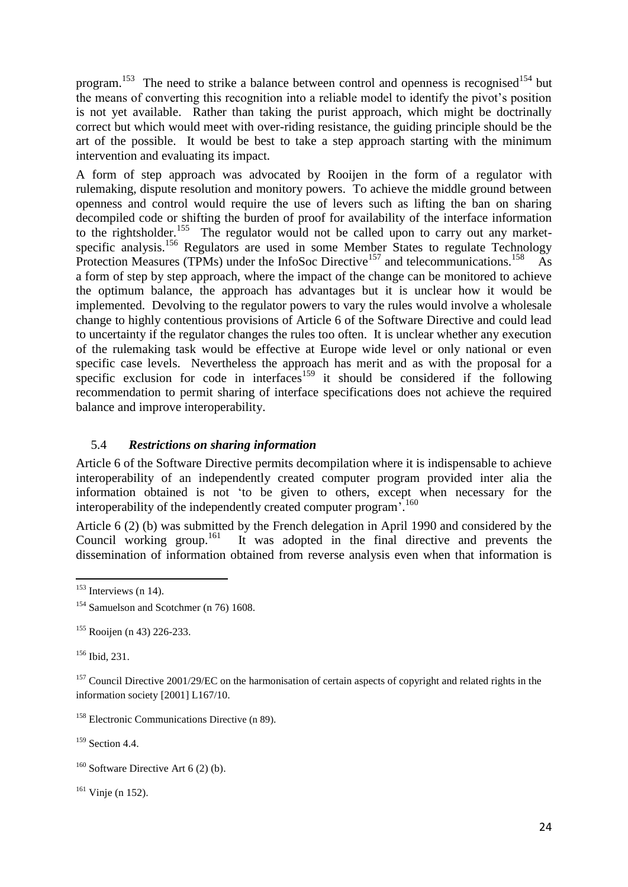program.[153] The need to strike a balance between control and openness is recognised[154] but the means of converting this recognition into a reliable model to identify the pivot's position is not yet available. Rather than taking the purist approach, which might be doctrinally correct but which would meet with over-riding resistance, the guiding principle should be the art of the possible. It would be best to take a step approach starting with the minimum intervention and evaluating its impact.

A form of step approach was advocated by Rooijen in the form of a regulator with rulemaking, dispute resolution and monitory powers. To achieve the middle ground between openness and control would require the use of levers such as lifting the ban on sharing decompiled code or shifting the burden of proof for availability of the interface information to the rightsholder.[155] The regulator would not be called upon to carry out any market-specific analysis.[156] Regulators are used in some Member States to regulate Technology Protection Measures (TPMs) under the InfoSoc Directive[157] and telecommunications.[158] As a form of step by step approach, where the impact of the change can be monitored to achieve the optimum balance, the approach has advantages but it is unclear how it would be implemented. Devolving to the regulator powers to vary the rules would involve a wholesale change to highly contentious provisions of Article 6 of the Software Directive and could lead to uncertainty if the regulator changes the rules too often. It is unclear whether any execution of the rulemaking task would be effective at Europe wide level or only national or even specific case levels. Nevertheless the approach has merit and as with the proposal for a specific exclusion for code in interfaces[159] it should be considered if the following recommendation to permit sharing of interface specifications does not achieve the required balance and improve interoperability.

### 5.4 *Restrictions on sharing information*

Article 6 of the Software Directive permits decompilation where it is indispensable to achieve interoperability of an independently created computer program provided inter alia the information obtained is not 'to be given to others, except when necessary for the interoperability of the independently created computer program'.[160]

Article 6 (2) (b) was submitted by the French delegation in April 1990 and considered by the Council working group.[161] It was adopted in the final directive and prevents the dissemination of information obtained from reverse analysis even when that information is

---

[153] Interviews (n 14).

[154] Samuelson and Scotchmer (n 76) 1608.

[155] Rooijen (n 43) 226-233.

[156] Ibid, 231.

[157] Council Directive 2001/29/EC on the harmonisation of certain aspects of copyright and related rights in the information society [2001] L167/10.

[158] Electronic Communications Directive (n 89).

[159] Section 4.4.

[160] Software Directive Art 6 (2) (b).

[161] Vinje (n 152).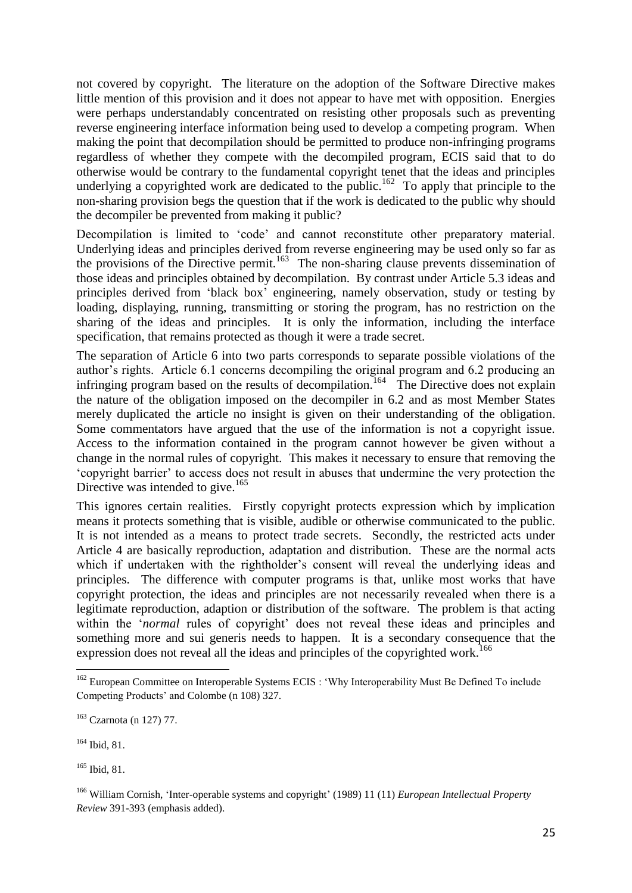not covered by copyright. The literature on the adoption of the Software Directive makes little mention of this provision and it does not appear to have met with opposition. Energies were perhaps understandably concentrated on resisting other proposals such as preventing reverse engineering interface information being used to develop a competing program. When making the point that decompilation should be permitted to produce non-infringing programs regardless of whether they compete with the decompiled program, ECIS said that to do otherwise would be contrary to the fundamental copyright tenet that the ideas and principles underlying a copyrighted work are dedicated to the public.[162] To apply that principle to the non-sharing provision begs the question that if the work is dedicated to the public why should the decompiler be prevented from making it public?

Decompilation is limited to 'code' and cannot reconstitute other preparatory material. Underlying ideas and principles derived from reverse engineering may be used only so far as the provisions of the Directive permit.[163] The non-sharing clause prevents dissemination of those ideas and principles obtained by decompilation. By contrast under Article 5.3 ideas and principles derived from 'black box' engineering, namely observation, study or testing by loading, displaying, running, transmitting or storing the program, has no restriction on the sharing of the ideas and principles. It is only the information, including the interface specification, that remains protected as though it were a trade secret.

The separation of Article 6 into two parts corresponds to separate possible violations of the author's rights. Article 6.1 concerns decompiling the original program and 6.2 producing an infringing program based on the results of decompilation.[164] The Directive does not explain the nature of the obligation imposed on the decompiler in 6.2 and as most Member States merely duplicated the article no insight is given on their understanding of the obligation. Some commentators have argued that the use of the information is not a copyright issue. Access to the information contained in the program cannot however be given without a change in the normal rules of copyright. This makes it necessary to ensure that removing the 'copyright barrier' to access does not result in abuses that undermine the very protection the Directive was intended to give.[165]

This ignores certain realities. Firstly copyright protects expression which by implication means it protects something that is visible, audible or otherwise communicated to the public. It is not intended as a means to protect trade secrets. Secondly, the restricted acts under Article 4 are basically reproduction, adaptation and distribution. These are the normal acts which if undertaken with the rightholder's consent will reveal the underlying ideas and principles. The difference with computer programs is that, unlike most works that have copyright protection, the ideas and principles are not necessarily revealed when there is a legitimate reproduction, adaption or distribution of the software. The problem is that acting within the '*normal* rules of copyright' does not reveal these ideas and principles and something more and sui generis needs to happen. It is a secondary consequence that the expression does not reveal all the ideas and principles of the copyrighted work.[166]

---

[162] European Committee on Interoperable Systems ECIS : 'Why Interoperability Must Be Defined To include Competing Products' and Colombe (n 108) 327.

[163] Czarnota (n 127) 77.

[164] Ibid, 81.

[165] Ibid, 81.

[166] William Cornish, 'Inter-operable systems and copyright' (1989) 11 (11) *European Intellectual Property Review* 391-393 (emphasis added).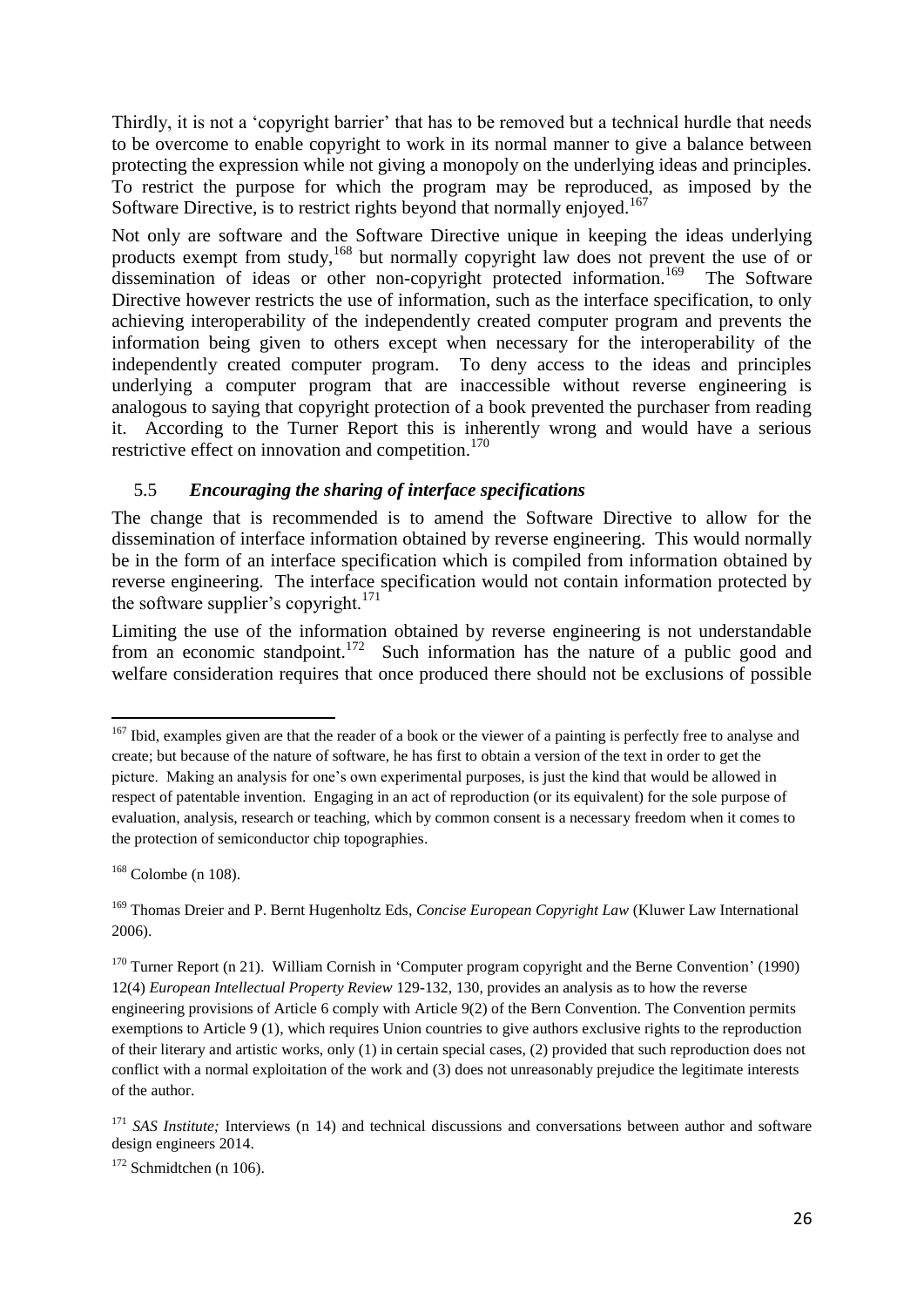Thirdly, it is not a 'copyright barrier' that has to be removed but a technical hurdle that needs to be overcome to enable copyright to work in its normal manner to give a balance between protecting the expression while not giving a monopoly on the underlying ideas and principles. To restrict the purpose for which the program may be reproduced, as imposed by the Software Directive, is to restrict rights beyond that normally enjoyed.[167]

Not only are software and the Software Directive unique in keeping the ideas underlying products exempt from study,[168] but normally copyright law does not prevent the use of or dissemination of ideas or other non-copyright protected information.[169] The Software Directive however restricts the use of information, such as the interface specification, to only achieving interoperability of the independently created computer program and prevents the information being given to others except when necessary for the interoperability of the independently created computer program. To deny access to the ideas and principles underlying a computer program that are inaccessible without reverse engineering is analogous to saying that copyright protection of a book prevented the purchaser from reading it. According to the Turner Report this is inherently wrong and would have a serious restrictive effect on innovation and competition.[170]

### 5.5 *Encouraging the sharing of interface specifications*

The change that is recommended is to amend the Software Directive to allow for the dissemination of interface information obtained by reverse engineering. This would normally be in the form of an interface specification which is compiled from information obtained by reverse engineering. The interface specification would not contain information protected by the software supplier's copyright.[171]

Limiting the use of the information obtained by reverse engineering is not understandable from an economic standpoint.[172] Such information has the nature of a public good and welfare consideration requires that once produced there should not be exclusions of possible

---

[167] Ibid, examples given are that the reader of a book or the viewer of a painting is perfectly free to analyse and create; but because of the nature of software, he has first to obtain a version of the text in order to get the picture. Making an analysis for one's own experimental purposes, is just the kind that would be allowed in respect of patentable invention. Engaging in an act of reproduction (or its equivalent) for the sole purpose of evaluation, analysis, research or teaching, which by common consent is a necessary freedom when it comes to the protection of semiconductor chip topographies.

[168] Colombe (n 108).

[169] Thomas Dreier and P. Bernt Hugenholtz Eds, *Concise European Copyright Law* (Kluwer Law International 2006).

[170] Turner Report (n 21). William Cornish in 'Computer program copyright and the Berne Convention' (1990) 12(4) *European Intellectual Property Review* 129-132, 130, provides an analysis as to how the reverse engineering provisions of Article 6 comply with Article 9(2) of the Bern Convention. The Convention permits exemptions to Article 9 (1), which requires Union countries to give authors exclusive rights to the reproduction of their literary and artistic works, only (1) in certain special cases, (2) provided that such reproduction does not conflict with a normal exploitation of the work and (3) does not unreasonably prejudice the legitimate interests of the author.

[171] *SAS Institute;* Interviews (n 14) and technical discussions and conversations between author and software design engineers 2014.

[172] Schmidtchen (n 106).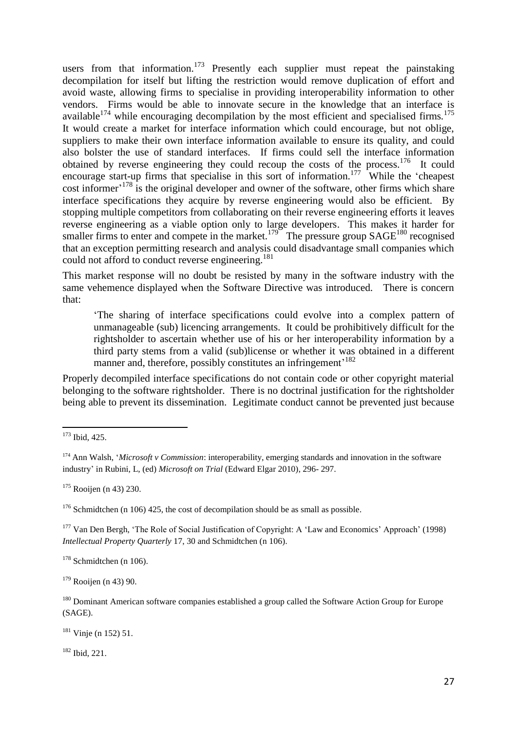users from that information.[173] Presently each supplier must repeat the painstaking decompilation for itself but lifting the restriction would remove duplication of effort and avoid waste, allowing firms to specialise in providing interoperability information to other vendors. Firms would be able to innovate secure in the knowledge that an interface is available[174] while encouraging decompilation by the most efficient and specialised firms.[175] It would create a market for interface information which could encourage, but not oblige, suppliers to make their own interface information available to ensure its quality, and could also bolster the use of standard interfaces. If firms could sell the interface information obtained by reverse engineering they could recoup the costs of the process.[176] It could encourage start-up firms that specialise in this sort of information.[177] While the 'cheapest cost informer'[178] is the original developer and owner of the software, other firms which share interface specifications they acquire by reverse engineering would also be efficient. By stopping multiple competitors from collaborating on their reverse engineering efforts it leaves reverse engineering as a viable option only to large developers. This makes it harder for smaller firms to enter and compete in the market.[179] The pressure group SAGE[180] recognised that an exception permitting research and analysis could disadvantage small companies which could not afford to conduct reverse engineering.[181]

This market response will no doubt be resisted by many in the software industry with the same vehemence displayed when the Software Directive was introduced. There is concern that:

> 'The sharing of interface specifications could evolve into a complex pattern of unmanageable (sub) licencing arrangements. It could be prohibitively difficult for the rightsholder to ascertain whether use of his or her interoperability information by a third party stems from a valid (sub)license or whether it was obtained in a different manner and, therefore, possibly constitutes an infringement'[182]

Properly decompiled interface specifications do not contain code or other copyright material belonging to the software rightsholder. There is no doctrinal justification for the rightsholder being able to prevent its dissemination. Legitimate conduct cannot be prevented just because

---

[173] Ibid, 425.

[174] Ann Walsh, '*Microsoft v Commission*: interoperability, emerging standards and innovation in the software industry' in Rubini, L, (ed) *Microsoft on Trial* (Edward Elgar 2010), 296- 297.

[175] Rooijen (n 43) 230.

[176] Schmidtchen (n 106) 425, the cost of decompilation should be as small as possible.

[177] Van Den Bergh, 'The Role of Social Justification of Copyright: A 'Law and Economics' Approach' (1998) *Intellectual Property Quarterly* 17, 30 and Schmidtchen (n 106).

[178] Schmidtchen (n 106).

[179] Rooijen (n 43) 90.

[180] Dominant American software companies established a group called the Software Action Group for Europe (SAGE).

[181] Vinje (n 152) 51.

[182] Ibid, 221.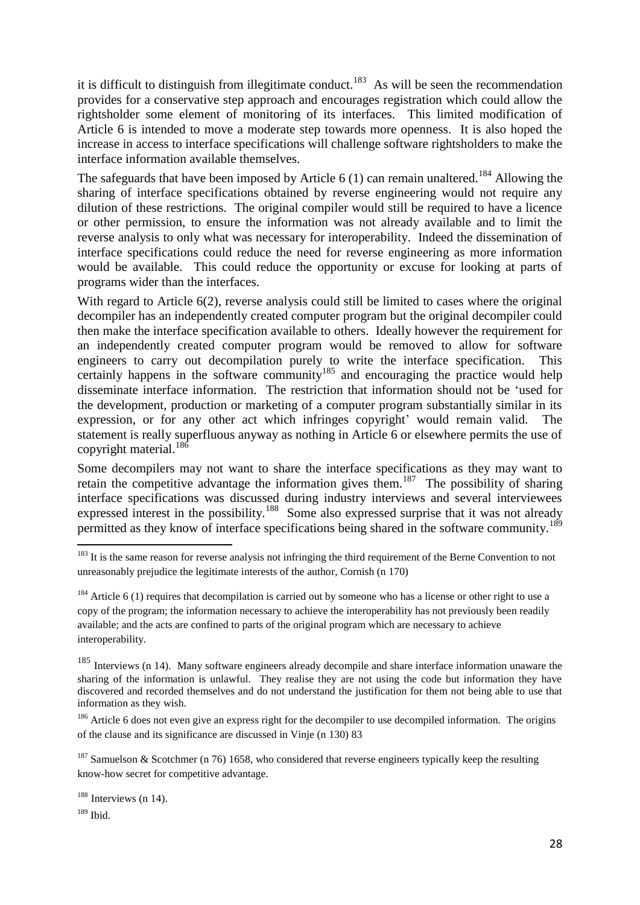it is difficult to distinguish from illegitimate conduct.[183] As will be seen the recommendation provides for a conservative step approach and encourages registration which could allow the rightsholder some element of monitoring of its interfaces. This limited modification of Article 6 is intended to move a moderate step towards more openness. It is also hoped the increase in access to interface specifications will challenge software rightsholders to make the interface information available themselves.

The safeguards that have been imposed by Article 6 (1) can remain unaltered.[184] Allowing the sharing of interface specifications obtained by reverse engineering would not require any dilution of these restrictions. The original compiler would still be required to have a licence or other permission, to ensure the information was not already available and to limit the reverse analysis to only what was necessary for interoperability. Indeed the dissemination of interface specifications could reduce the need for reverse engineering as more information would be available. This could reduce the opportunity or excuse for looking at parts of programs wider than the interfaces.

With regard to Article 6(2), reverse analysis could still be limited to cases where the original decompiler has an independently created computer program but the original decompiler could then make the interface specification available to others. Ideally however the requirement for an independently created computer program would be removed to allow for software engineers to carry out decompilation purely to write the interface specification. This certainly happens in the software community[185] and encouraging the practice would help disseminate interface information. The restriction that information should not be 'used for the development, production or marketing of a computer program substantially similar in its expression, or for any other act which infringes copyright' would remain valid. The statement is really superfluous anyway as nothing in Article 6 or elsewhere permits the use of copyright material.[186]

Some decompilers may not want to share the interface specifications as they may want to retain the competitive advantage the information gives them.[187] The possibility of sharing interface specifications was discussed during industry interviews and several interviewees expressed interest in the possibility.[188] Some also expressed surprise that it was not already permitted as they know of interface specifications being shared in the software community.[189]

---

[183] It is the same reason for reverse analysis not infringing the third requirement of the Berne Convention to not unreasonably prejudice the legitimate interests of the author, Cornish (n 170)

[184] Article 6 (1) requires that decompilation is carried out by someone who has a license or other right to use a copy of the program; the information necessary to achieve the interoperability has not previously been readily available; and the acts are confined to parts of the original program which are necessary to achieve interoperability.

[185] Interviews (n 14). Many software engineers already decompile and share interface information unaware the sharing of the information is unlawful. They realise they are not using the code but information they have discovered and recorded themselves and do not understand the justification for them not being able to use that information as they wish.

[186] Article 6 does not even give an express right for the decompiler to use decompiled information. The origins of the clause and its significance are discussed in Vinje (n 130) 83

[187] Samuelson & Scotchmer (n 76) 1658, who considered that reverse engineers typically keep the resulting know-how secret for competitive advantage.

[188] Interviews (n 14).

[189] Ibid.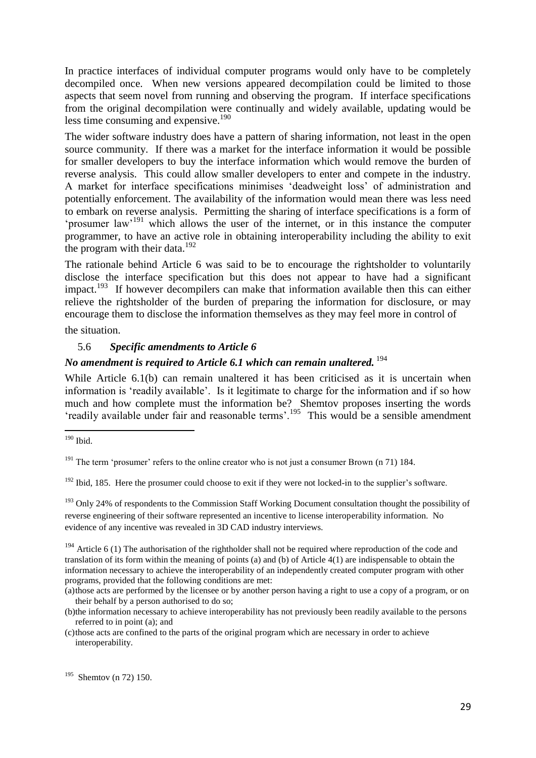In practice interfaces of individual computer programs would only have to be completely decompiled once. When new versions appeared decompilation could be limited to those aspects that seem novel from running and observing the program. If interface specifications from the original decompilation were continually and widely available, updating would be less time consuming and expensive.[190]

The wider software industry does have a pattern of sharing information, not least in the open source community. If there was a market for the interface information it would be possible for smaller developers to buy the interface information which would remove the burden of reverse analysis. This could allow smaller developers to enter and compete in the industry. A market for interface specifications minimises 'deadweight loss' of administration and potentially enforcement. The availability of the information would mean there was less need to embark on reverse analysis. Permitting the sharing of interface specifications is a form of 'prosumer law'[191] which allows the user of the internet, or in this instance the computer programmer, to have an active role in obtaining interoperability including the ability to exit the program with their data.[192]

The rationale behind Article 6 was said to be to encourage the rightsholder to voluntarily disclose the interface specification but this does not appear to have had a significant impact.[193] If however decompilers can make that information available then this can either relieve the rightsholder of the burden of preparing the information for disclosure, or may encourage them to disclose the information themselves as they may feel more in control of the situation.

### 5.6 *Specific amendments to Article 6*

***No amendment is required to Article 6.1 which can remain unaltered.*** [194]

While Article 6.1(b) can remain unaltered it has been criticised as it is uncertain when information is 'readily available'. Is it legitimate to charge for the information and if so how much and how complete must the information be? Shemtov proposes inserting the words 'readily available under fair and reasonable terms'.[195] This would be a sensible amendment

---

[190] Ibid.

[191] The term 'prosumer' refers to the online creator who is not just a consumer Brown (n 71) 184.

[192] Ibid, 185. Here the prosumer could choose to exit if they were not locked-in to the supplier's software.

[193] Only 24% of respondents to the Commission Staff Working Document consultation thought the possibility of reverse engineering of their software represented an incentive to license interoperability information. No evidence of any incentive was revealed in 3D CAD industry interviews.

[194] Article 6 (1) The authorisation of the rightholder shall not be required where reproduction of the code and translation of its form within the meaning of points (a) and (b) of Article 4(1) are indispensable to obtain the information necessary to achieve the interoperability of an independently created computer program with other programs, provided that the following conditions are met:

(a) those acts are performed by the licensee or by another person having a right to use a copy of a program, or on their behalf by a person authorised to do so;

(b) the information necessary to achieve interoperability has not previously been readily available to the persons referred to in point (a); and

(c) those acts are confined to the parts of the original program which are necessary in order to achieve interoperability.

[195] Shemtov (n 72) 150.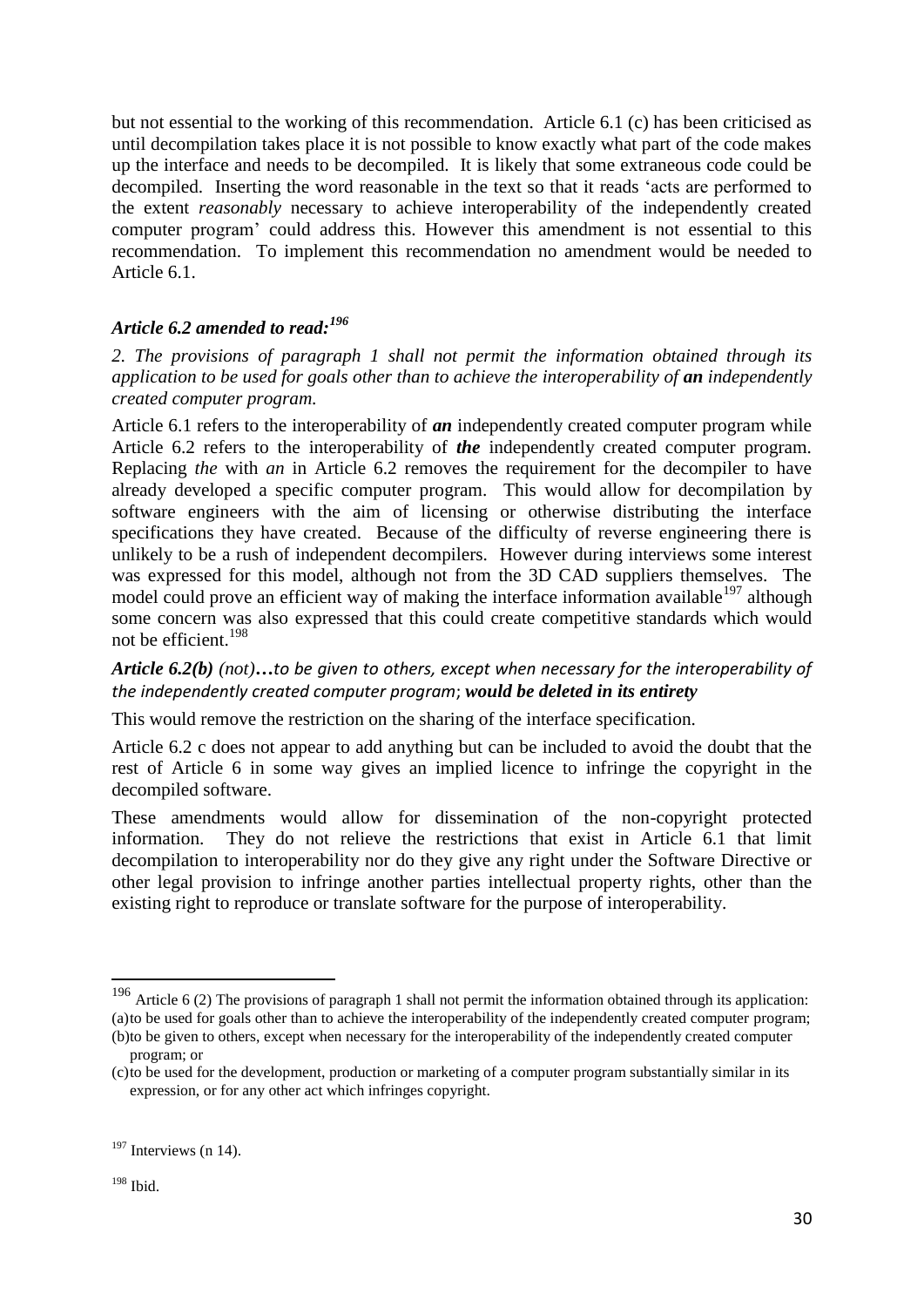but not essential to the working of this recommendation. Article 6.1 (c) has been criticised as until decompilation takes place it is not possible to know exactly what part of the code makes up the interface and needs to be decompiled. It is likely that some extraneous code could be decompiled. Inserting the word reasonable in the text so that it reads 'acts are performed to the extent *reasonably* necessary to achieve interoperability of the independently created computer program' could address this. However this amendment is not essential to this recommendation. To implement this recommendation no amendment would be needed to Article 6.1.

### *Article 6.2 amended to read:*[196]

*2. The provisions of paragraph 1 shall not permit the information obtained through its application to be used for goals other than to achieve the interoperability of* ***an*** *independently created computer program.*

Article 6.1 refers to the interoperability of ***an*** independently created computer program while Article 6.2 refers to the interoperability of ***the*** independently created computer program. Replacing *the* with *an* in Article 6.2 removes the requirement for the decompiler to have already developed a specific computer program. This would allow for decompilation by software engineers with the aim of licensing or otherwise distributing the interface specifications they have created. Because of the difficulty of reverse engineering there is unlikely to be a rush of independent decompilers. However during interviews some interest was expressed for this model, although not from the 3D CAD suppliers themselves. The model could prove an efficient way of making the interface information available[197] although some concern was also expressed that this could create competitive standards which would not be efficient.[198]

***Article 6.2(b)*** *(not)****…****to be given to others, except when necessary for the interoperability of the independently created computer program*; ***would be deleted in its entirety***

This would remove the restriction on the sharing of the interface specification.

Article 6.2 c does not appear to add anything but can be included to avoid the doubt that the rest of Article 6 in some way gives an implied licence to infringe the copyright in the decompiled software.

These amendments would allow for dissemination of the non-copyright protected information. They do not relieve the restrictions that exist in Article 6.1 that limit decompilation to interoperability nor do they give any right under the Software Directive or other legal provision to infringe another parties intellectual property rights, other than the existing right to reproduce or translate software for the purpose of interoperability.

---

[196] Article 6 (2) The provisions of paragraph 1 shall not permit the information obtained through its application:
(a) to be used for goals other than to achieve the interoperability of the independently created computer program;
(b) to be given to others, except when necessary for the interoperability of the independently created computer program; or
(c) to be used for the development, production or marketing of a computer program substantially similar in its expression, or for any other act which infringes copyright.

[197] Interviews (n 14).

[198] Ibid.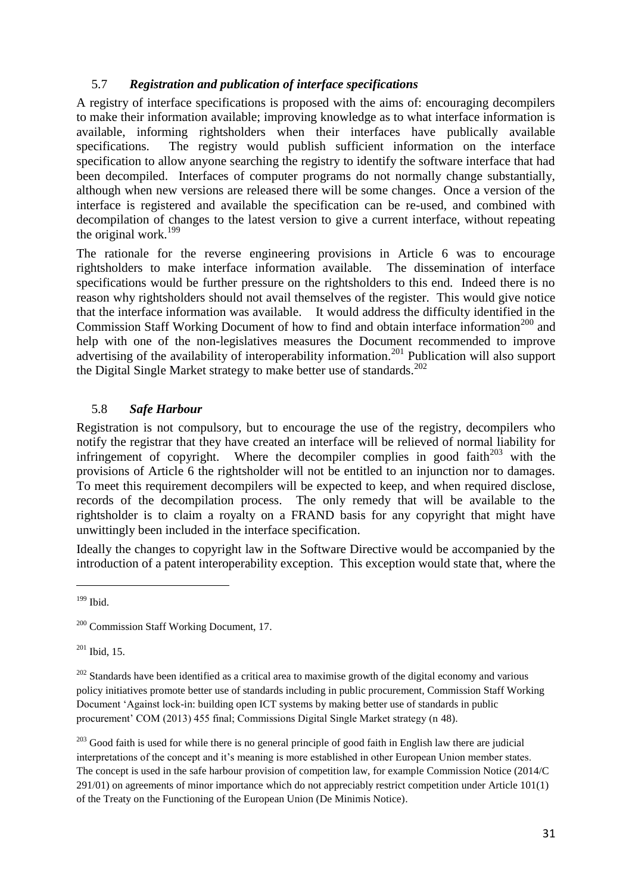### 5.7 *Registration and publication of interface specifications*

A registry of interface specifications is proposed with the aims of: encouraging decompilers to make their information available; improving knowledge as to what interface information is available, informing rightsholders when their interfaces have publically available specifications. The registry would publish sufficient information on the interface specification to allow anyone searching the registry to identify the software interface that had been decompiled. Interfaces of computer programs do not normally change substantially, although when new versions are released there will be some changes. Once a version of the interface is registered and available the specification can be re-used, and combined with decompilation of changes to the latest version to give a current interface, without repeating the original work.[199]

The rationale for the reverse engineering provisions in Article 6 was to encourage rightsholders to make interface information available. The dissemination of interface specifications would be further pressure on the rightsholders to this end. Indeed there is no reason why rightsholders should not avail themselves of the register. This would give notice that the interface information was available. It would address the difficulty identified in the Commission Staff Working Document of how to find and obtain interface information[200] and help with one of the non-legislatives measures the Document recommended to improve advertising of the availability of interoperability information.[201] Publication will also support the Digital Single Market strategy to make better use of standards.[202]

### 5.8 *Safe Harbour*

Registration is not compulsory, but to encourage the use of the registry, decompilers who notify the registrar that they have created an interface will be relieved of normal liability for infringement of copyright. Where the decompiler complies in good faith[203] with the provisions of Article 6 the rightsholder will not be entitled to an injunction nor to damages. To meet this requirement decompilers will be expected to keep, and when required disclose, records of the decompilation process. The only remedy that will be available to the rightsholder is to claim a royalty on a FRAND basis for any copyright that might have unwittingly been included in the interface specification.

Ideally the changes to copyright law in the Software Directive would be accompanied by the introduction of a patent interoperability exception. This exception would state that, where the

---

[199] Ibid.

[200] Commission Staff Working Document, 17.

[201] Ibid, 15.

[202] Standards have been identified as a critical area to maximise growth of the digital economy and various policy initiatives promote better use of standards including in public procurement, Commission Staff Working Document 'Against lock-in: building open ICT systems by making better use of standards in public procurement' COM (2013) 455 final; Commissions Digital Single Market strategy (n 48).

[203] Good faith is used for while there is no general principle of good faith in English law there are judicial interpretations of the concept and it's meaning is more established in other European Union member states. The concept is used in the safe harbour provision of competition law, for example Commission Notice (2014/C 291/01) on agreements of minor importance which do not appreciably restrict competition under Article 101(1) of the Treaty on the Functioning of the European Union (De Minimis Notice).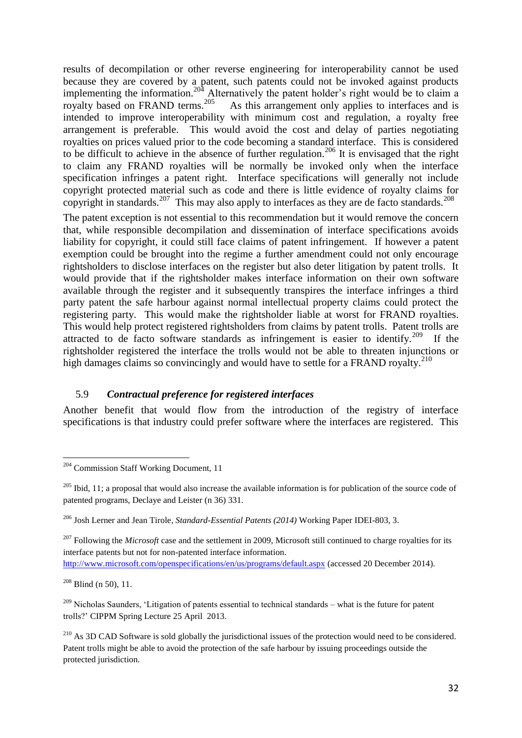results of decompilation or other reverse engineering for interoperability cannot be used because they are covered by a patent, such patents could not be invoked against products implementing the information.[204] Alternatively the patent holder's right would be to claim a royalty based on FRAND terms.[205] As this arrangement only applies to interfaces and is intended to improve interoperability with minimum cost and regulation, a royalty free arrangement is preferable. This would avoid the cost and delay of parties negotiating royalties on prices valued prior to the code becoming a standard interface. This is considered to be difficult to achieve in the absence of further regulation.[206] It is envisaged that the right to claim any FRAND royalties will be normally be invoked only when the interface specification infringes a patent right. Interface specifications will generally not include copyright protected material such as code and there is little evidence of royalty claims for copyright in standards.[207] This may also apply to interfaces as they are de facto standards.[208]

The patent exception is not essential to this recommendation but it would remove the concern that, while responsible decompilation and dissemination of interface specifications avoids liability for copyright, it could still face claims of patent infringement. If however a patent exemption could be brought into the regime a further amendment could not only encourage rightsholders to disclose interfaces on the register but also deter litigation by patent trolls. It would provide that if the rightsholder makes interface information on their own software available through the register and it subsequently transpires the interface infringes a third party patent the safe harbour against normal intellectual property claims could protect the registering party. This would make the rightsholder liable at worst for FRAND royalties. This would help protect registered rightsholders from claims by patent trolls. Patent trolls are attracted to de facto software standards as infringement is easier to identify.[209] If the rightsholder registered the interface the trolls would not be able to threaten injunctions or high damages claims so convincingly and would have to settle for a FRAND royalty.[210]

## 5.9 *Contractual preference for registered interfaces*

Another benefit that would flow from the introduction of the registry of interface specifications is that industry could prefer software where the interfaces are registered. This

---

[204] Commission Staff Working Document, 11

[205] Ibid, 11; a proposal that would also increase the available information is for publication of the source code of patented programs, Declaye and Leister (n 36) 331.

[206] Josh Lerner and Jean Tirole, *Standard-Essential Patents (2014)* Working Paper IDEI-803, 3.

[207] Following the *Microsoft* case and the settlement in 2009, Microsoft still continued to charge royalties for its interface patents but not for non-patented interface information. http://www.microsoft.com/openspecifications/en/us/programs/default.aspx (accessed 20 December 2014).

[208] Blind (n 50), 11.

[209] Nicholas Saunders, 'Litigation of patents essential to technical standards – what is the future for patent trolls?' CIPPM Spring Lecture 25 April 2013.

[210] As 3D CAD Software is sold globally the jurisdictional issues of the protection would need to be considered. Patent trolls might be able to avoid the protection of the safe harbour by issuing proceedings outside the protected jurisdiction.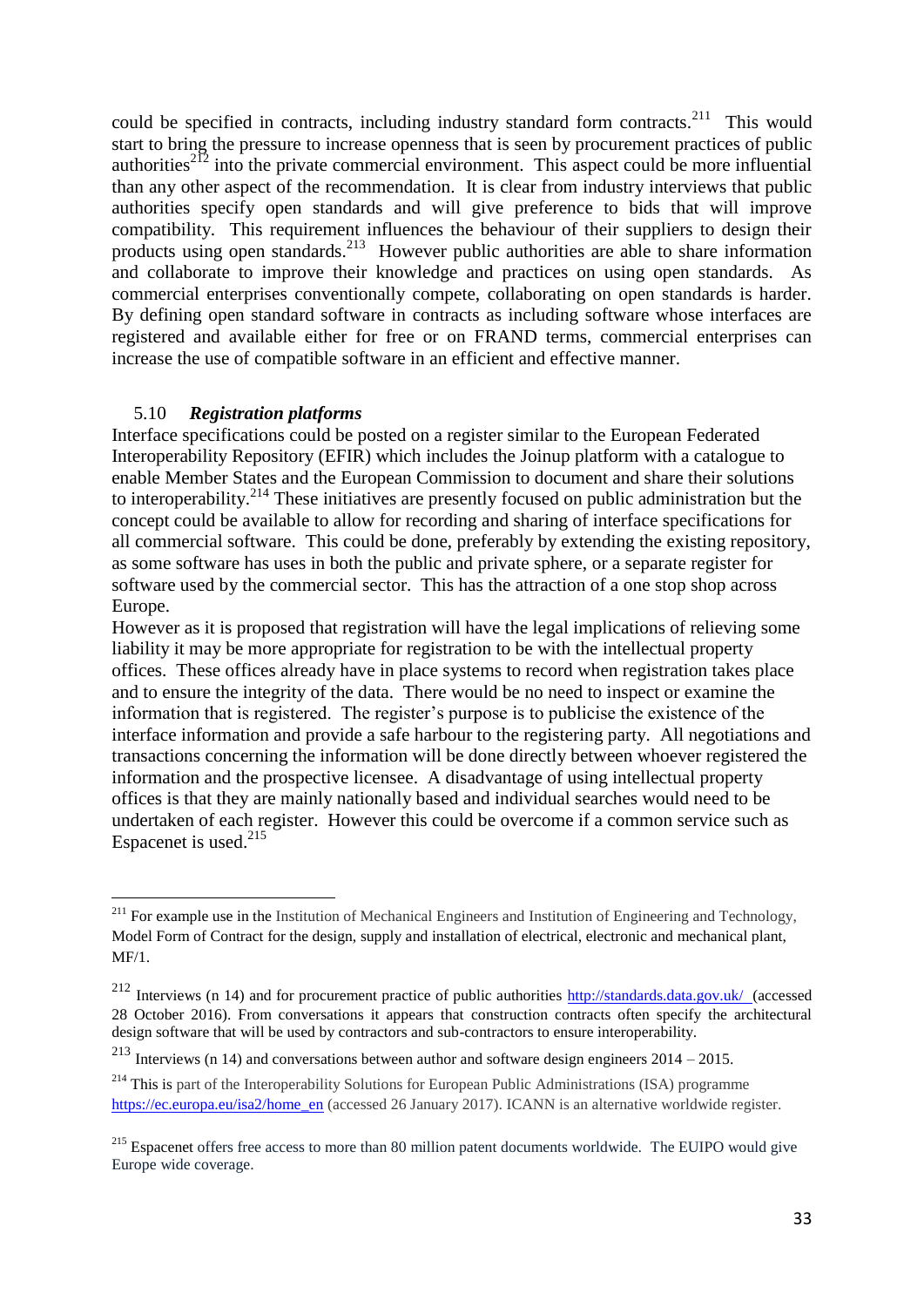could be specified in contracts, including industry standard form contracts.[211] This would start to bring the pressure to increase openness that is seen by procurement practices of public authorities[212] into the private commercial environment. This aspect could be more influential than any other aspect of the recommendation. It is clear from industry interviews that public authorities specify open standards and will give preference to bids that will improve compatibility. This requirement influences the behaviour of their suppliers to design their products using open standards.[213] However public authorities are able to share information and collaborate to improve their knowledge and practices on using open standards. As commercial enterprises conventionally compete, collaborating on open standards is harder. By defining open standard software in contracts as including software whose interfaces are registered and available either for free or on FRAND terms, commercial enterprises can increase the use of compatible software in an efficient and effective manner.

### 5.10 *Registration platforms*

Interface specifications could be posted on a register similar to the European Federated Interoperability Repository (EFIR) which includes the Joinup platform with a catalogue to enable Member States and the European Commission to document and share their solutions to interoperability.[214] These initiatives are presently focused on public administration but the concept could be available to allow for recording and sharing of interface specifications for all commercial software. This could be done, preferably by extending the existing repository, as some software has uses in both the public and private sphere, or a separate register for software used by the commercial sector. This has the attraction of a one stop shop across Europe.

However as it is proposed that registration will have the legal implications of relieving some liability it may be more appropriate for registration to be with the intellectual property offices. These offices already have in place systems to record when registration takes place and to ensure the integrity of the data. There would be no need to inspect or examine the information that is registered. The register's purpose is to publicise the existence of the interface information and provide a safe harbour to the registering party. All negotiations and transactions concerning the information will be done directly between whoever registered the information and the prospective licensee. A disadvantage of using intellectual property offices is that they are mainly nationally based and individual searches would need to be undertaken of each register. However this could be overcome if a common service such as Espacenet is used.[215]

---

[211] For example use in the Institution of Mechanical Engineers and Institution of Engineering and Technology, Model Form of Contract for the design, supply and installation of electrical, electronic and mechanical plant, MF/1.

[212] Interviews (n 14) and for procurement practice of public authorities http://standards.data.gov.uk/ (accessed 28 October 2016). From conversations it appears that construction contracts often specify the architectural design software that will be used by contractors and sub-contractors to ensure interoperability.

[213] Interviews (n 14) and conversations between author and software design engineers 2014 – 2015.

[214] This is part of the Interoperability Solutions for European Public Administrations (ISA) programme https://ec.europa.eu/isa2/home_en (accessed 26 January 2017). ICANN is an alternative worldwide register.

[215] Espacenet offers free access to more than 80 million patent documents worldwide. The EUIPO would give Europe wide coverage.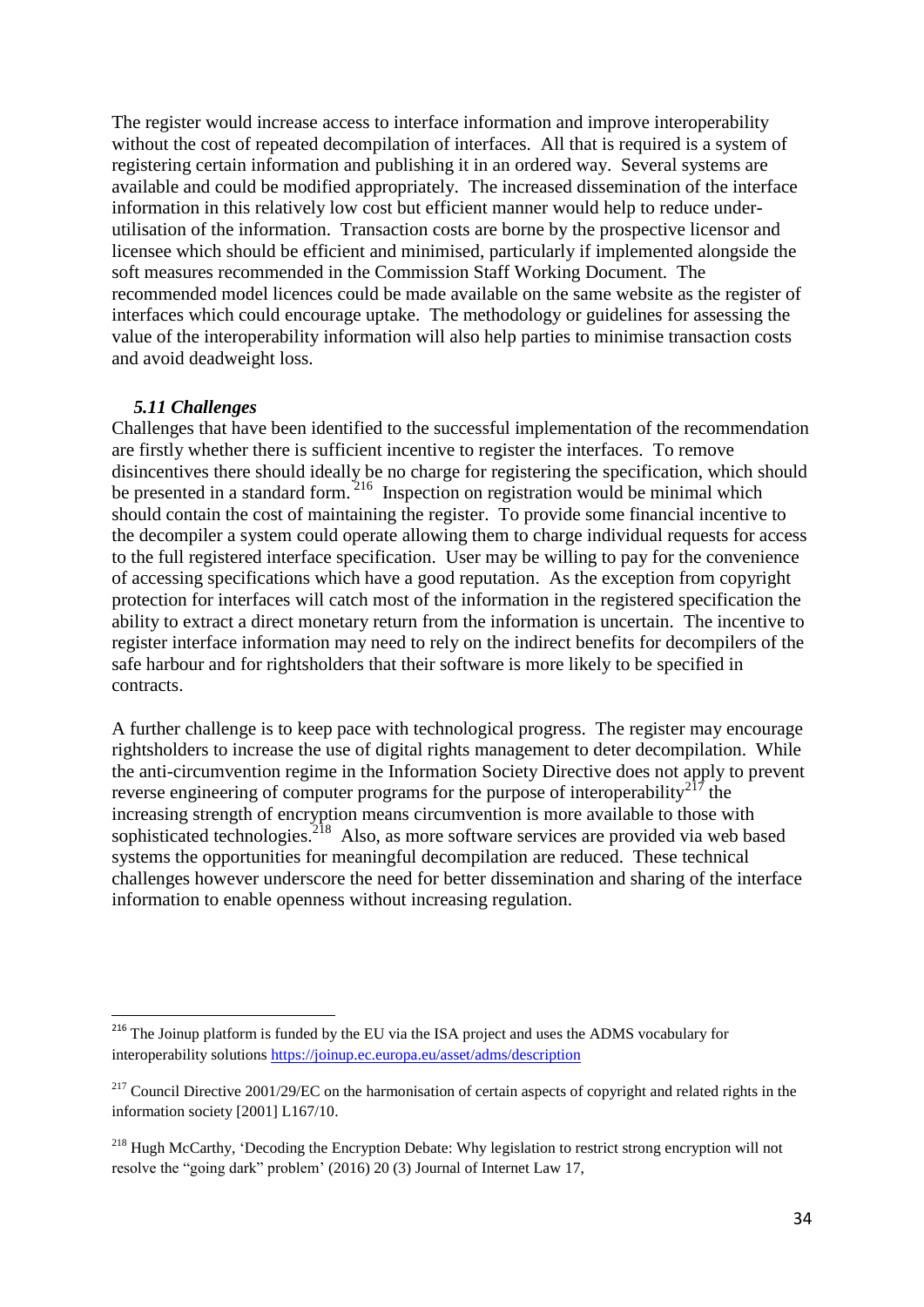The register would increase access to interface information and improve interoperability without the cost of repeated decompilation of interfaces. All that is required is a system of registering certain information and publishing it in an ordered way. Several systems are available and could be modified appropriately. The increased dissemination of the interface information in this relatively low cost but efficient manner would help to reduce under-utilisation of the information. Transaction costs are borne by the prospective licensor and licensee which should be efficient and minimised, particularly if implemented alongside the soft measures recommended in the Commission Staff Working Document. The recommended model licences could be made available on the same website as the register of interfaces which could encourage uptake. The methodology or guidelines for assessing the value of the interoperability information will also help parties to minimise transaction costs and avoid deadweight loss.

### *5.11 Challenges*

Challenges that have been identified to the successful implementation of the recommendation are firstly whether there is sufficient incentive to register the interfaces. To remove disincentives there should ideally be no charge for registering the specification, which should be presented in a standard form.[216] Inspection on registration would be minimal which should contain the cost of maintaining the register. To provide some financial incentive to the decompiler a system could operate allowing them to charge individual requests for access to the full registered interface specification. User may be willing to pay for the convenience of accessing specifications which have a good reputation. As the exception from copyright protection for interfaces will catch most of the information in the registered specification the ability to extract a direct monetary return from the information is uncertain. The incentive to register interface information may need to rely on the indirect benefits for decompilers of the safe harbour and for rightsholders that their software is more likely to be specified in contracts.

A further challenge is to keep pace with technological progress. The register may encourage rightsholders to increase the use of digital rights management to deter decompilation. While the anti-circumvention regime in the Information Society Directive does not apply to prevent reverse engineering of computer programs for the purpose of interoperability[217] the increasing strength of encryption means circumvention is more available to those with sophisticated technologies.[218] Also, as more software services are provided via web based systems the opportunities for meaningful decompilation are reduced. These technical challenges however underscore the need for better dissemination and sharing of the interface information to enable openness without increasing regulation.

---

[216] The Joinup platform is funded by the EU via the ISA project and uses the ADMS vocabulary for interoperability solutions https://joinup.ec.europa.eu/asset/adms/description

[217] Council Directive 2001/29/EC on the harmonisation of certain aspects of copyright and related rights in the information society [2001] L167/10.

[218] Hugh McCarthy, 'Decoding the Encryption Debate: Why legislation to restrict strong encryption will not resolve the "going dark" problem' (2016) 20 (3) Journal of Internet Law 17,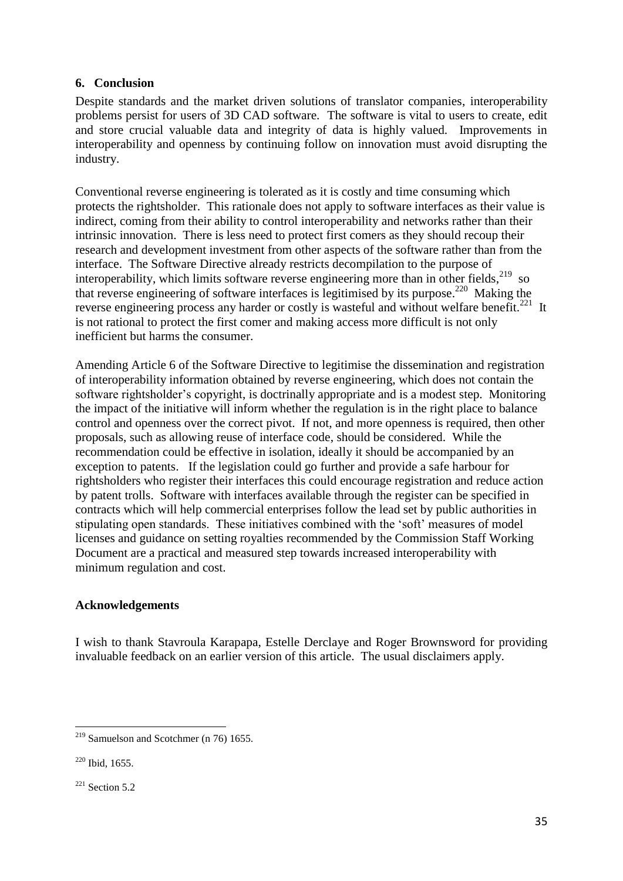## 6. Conclusion

Despite standards and the market driven solutions of translator companies, interoperability problems persist for users of 3D CAD software. The software is vital to users to create, edit and store crucial valuable data and integrity of data is highly valued. Improvements in interoperability and openness by continuing follow on innovation must avoid disrupting the industry.

Conventional reverse engineering is tolerated as it is costly and time consuming which protects the rightsholder. This rationale does not apply to software interfaces as their value is indirect, coming from their ability to control interoperability and networks rather than their intrinsic innovation. There is less need to protect first comers as they should recoup their research and development investment from other aspects of the software rather than from the interface. The Software Directive already restricts decompilation to the purpose of interoperability, which limits software reverse engineering more than in other fields,[219] so that reverse engineering of software interfaces is legitimised by its purpose.[220] Making the reverse engineering process any harder or costly is wasteful and without welfare benefit.[221] It is not rational to protect the first comer and making access more difficult is not only inefficient but harms the consumer.

Amending Article 6 of the Software Directive to legitimise the dissemination and registration of interoperability information obtained by reverse engineering, which does not contain the software rightsholder's copyright, is doctrinally appropriate and is a modest step. Monitoring the impact of the initiative will inform whether the regulation is in the right place to balance control and openness over the correct pivot. If not, and more openness is required, then other proposals, such as allowing reuse of interface code, should be considered. While the recommendation could be effective in isolation, ideally it should be accompanied by an exception to patents. If the legislation could go further and provide a safe harbour for rightsholders who register their interfaces this could encourage registration and reduce action by patent trolls. Software with interfaces available through the register can be specified in contracts which will help commercial enterprises follow the lead set by public authorities in stipulating open standards. These initiatives combined with the 'soft' measures of model licenses and guidance on setting royalties recommended by the Commission Staff Working Document are a practical and measured step towards increased interoperability with minimum regulation and cost.

### Acknowledgements

I wish to thank Stavroula Karapapa, Estelle Derclaye and Roger Brownsword for providing invaluable feedback on an earlier version of this article. The usual disclaimers apply.

---

[219] Samuelson and Scotchmer (n 76) 1655.

[220] Ibid, 1655.

[221] Section 5.2